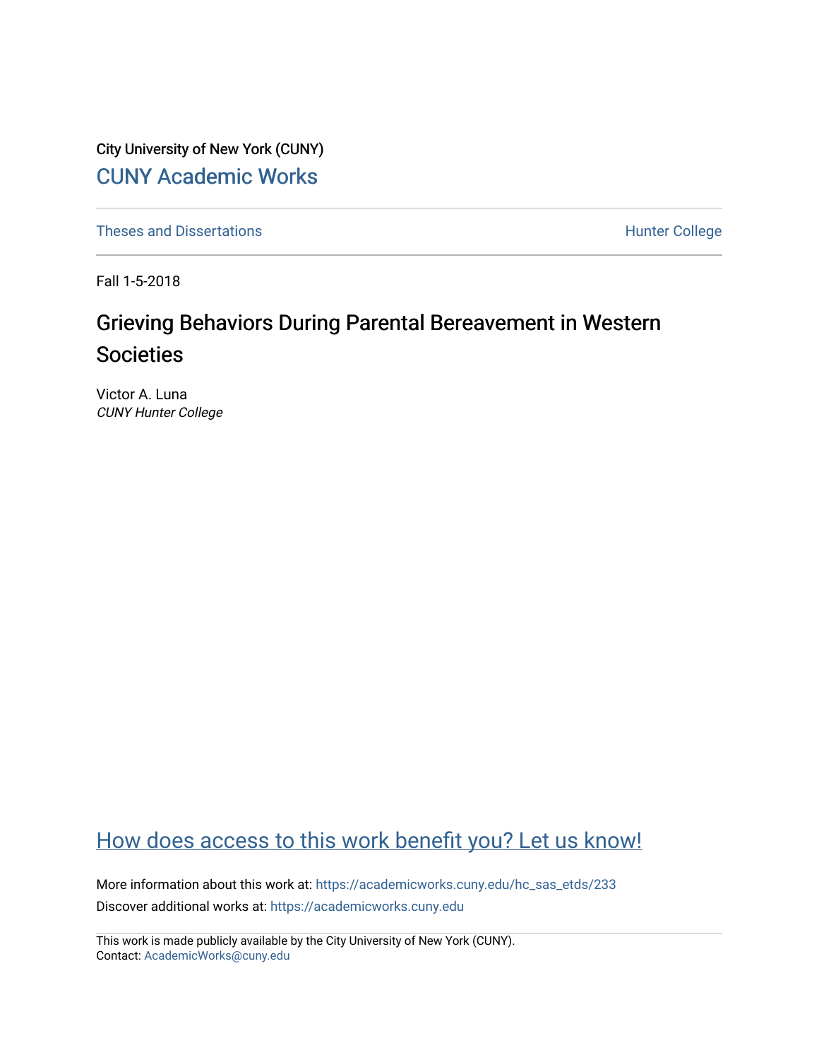City University of New York (CUNY)

[CUNY Academic Works](https://academicworks.cuny.edu)

[Theses and Dissertations](https://academicworks.cuny.edu) | [Hunter College](https://academicworks.cuny.edu)

Fall 1-5-2018

# Grieving Behaviors During Parental Bereavement in Western Societies

Victor A. Luna
*CUNY Hunter College*

## How does access to this work benefit you? Let us know!

More information about this work at: https://academicworks.cuny.edu/hc_sas_etds/233

Discover additional works at: https://academicworks.cuny.edu

This work is made publicly available by the City University of New York (CUNY).
Contact: AcademicWorks@cuny.edu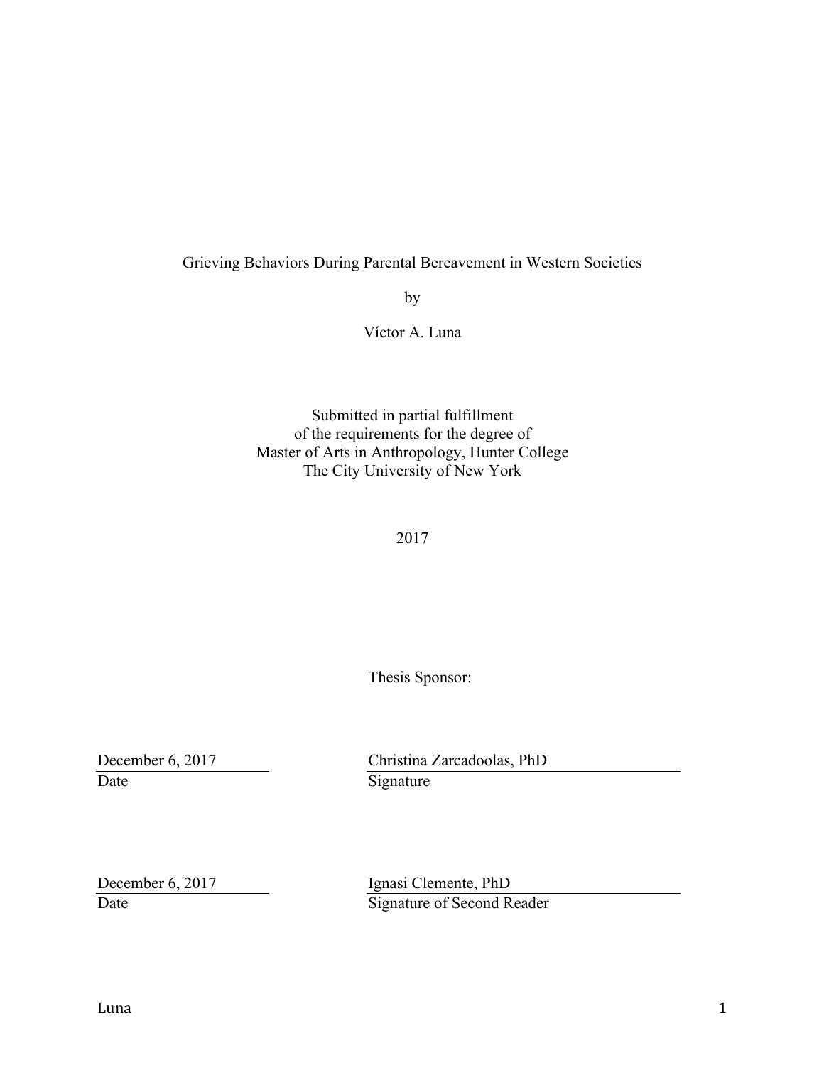Grieving Behaviors During Parental Bereavement in Western Societies

by

Víctor A. Luna

Submitted in partial fulfillment  
of the requirements for the degree of  
Master of Arts in Anthropology, Hunter College  
The City University of New York

2017

Thesis Sponsor:

| December 6, 2017 | Christina Zarcadoolas, PhD |
| --- | --- |
| Date | Signature |

| December 6, 2017 | Ignasi Clemente, PhD |
| --- | --- |
| Date | Signature of Second Reader |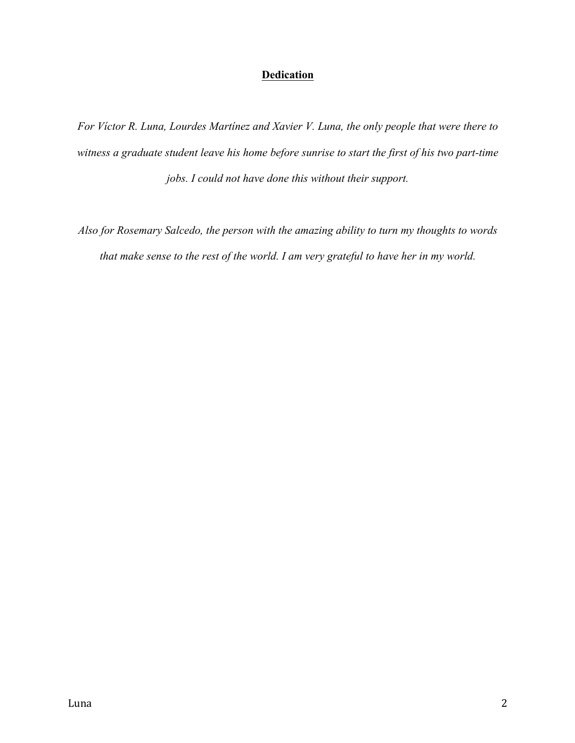## Dedication

*For Víctor R. Luna, Lourdes Martínez and Xavier V. Luna, the only people that were there to witness a graduate student leave his home before sunrise to start the first of his two part-time jobs. I could not have done this without their support.*

*Also for Rosemary Salcedo, the person with the amazing ability to turn my thoughts to words that make sense to the rest of the world. I am very grateful to have her in my world.*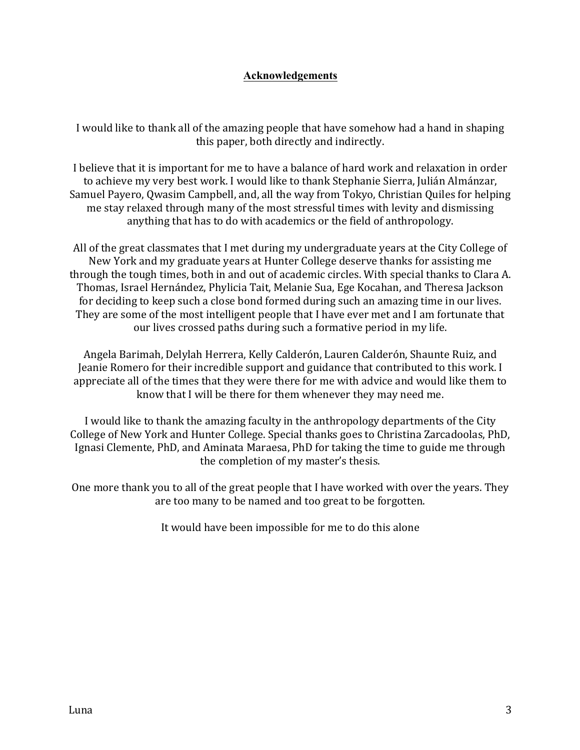## Acknowledgements

I would like to thank all of the amazing people that have somehow had a hand in shaping this paper, both directly and indirectly.

I believe that it is important for me to have a balance of hard work and relaxation in order to achieve my very best work. I would like to thank Stephanie Sierra, Julián Almánzar, Samuel Payero, Qwasim Campbell, and, all the way from Tokyo, Christian Quiles for helping me stay relaxed through many of the most stressful times with levity and dismissing anything that has to do with academics or the field of anthropology.

All of the great classmates that I met during my undergraduate years at the City College of New York and my graduate years at Hunter College deserve thanks for assisting me through the tough times, both in and out of academic circles. With special thanks to Clara A. Thomas, Israel Hernández, Phylicia Tait, Melanie Sua, Ege Kocahan, and Theresa Jackson for deciding to keep such a close bond formed during such an amazing time in our lives. They are some of the most intelligent people that I have ever met and I am fortunate that our lives crossed paths during such a formative period in my life.

Angela Barimah, Delylah Herrera, Kelly Calderón, Lauren Calderón, Shaunte Ruiz, and Jeanie Romero for their incredible support and guidance that contributed to this work. I appreciate all of the times that they were there for me with advice and would like them to know that I will be there for them whenever they may need me.

I would like to thank the amazing faculty in the anthropology departments of the City College of New York and Hunter College. Special thanks goes to Christina Zarcadoolas, PhD, Ignasi Clemente, PhD, and Aminata Maraesa, PhD for taking the time to guide me through the completion of my master's thesis.

One more thank you to all of the great people that I have worked with over the years. They are too many to be named and too great to be forgotten.

It would have been impossible for me to do this alone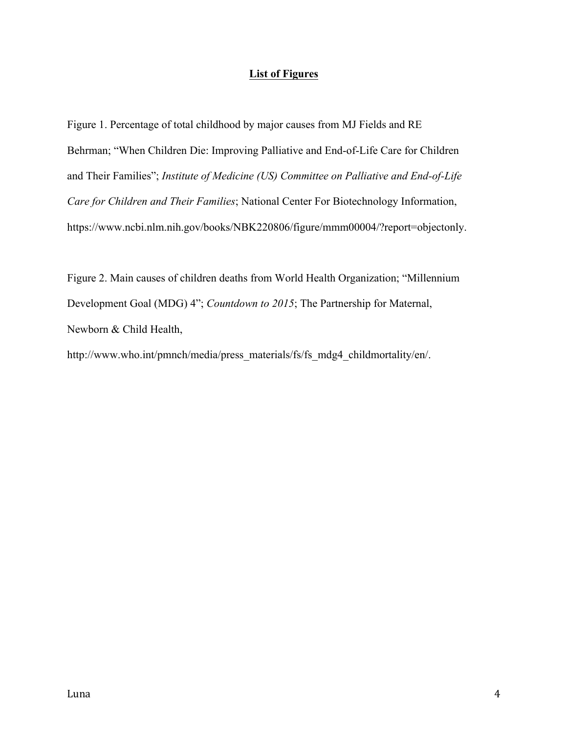## List of Figures

Figure 1. Percentage of total childhood by major causes from MJ Fields and RE Behrman; "When Children Die: Improving Palliative and End-of-Life Care for Children and Their Families"; *Institute of Medicine (US) Committee on Palliative and End-of-Life Care for Children and Their Families*; National Center For Biotechnology Information, https://www.ncbi.nlm.nih.gov/books/NBK220806/figure/mmm00004/?report=objectonly.

Figure 2. Main causes of children deaths from World Health Organization; "Millennium Development Goal (MDG) 4"; *Countdown to 2015*; The Partnership for Maternal, Newborn & Child Health, http://www.who.int/pmnch/media/press_materials/fs/fs_mdg4_childmortality/en/.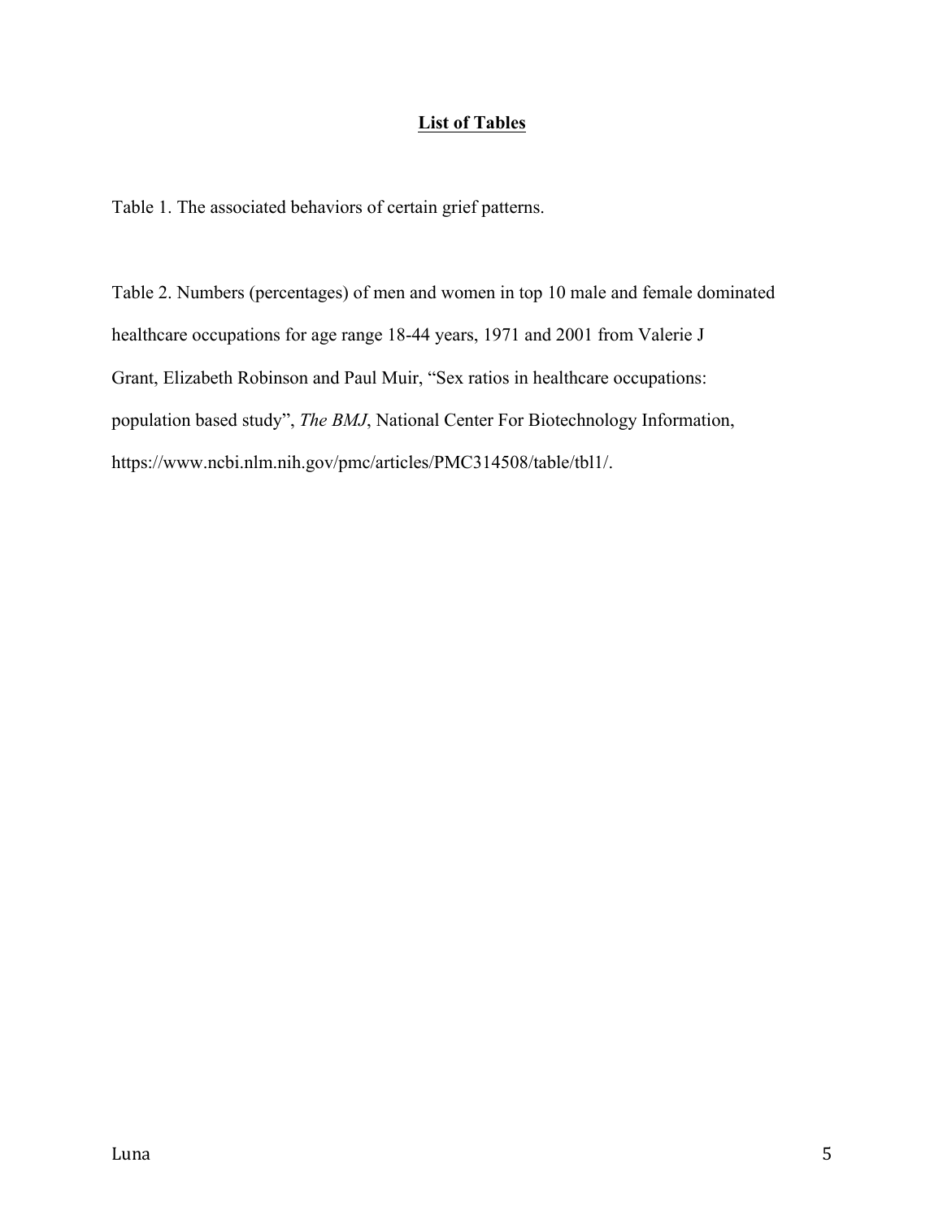## List of Tables

Table 1. The associated behaviors of certain grief patterns.

Table 2. Numbers (percentages) of men and women in top 10 male and female dominated healthcare occupations for age range 18-44 years, 1971 and 2001 from Valerie J Grant, Elizabeth Robinson and Paul Muir, "Sex ratios in healthcare occupations: population based study", *The BMJ*, National Center For Biotechnology Information, https://www.ncbi.nlm.nih.gov/pmc/articles/PMC314508/table/tbl1/.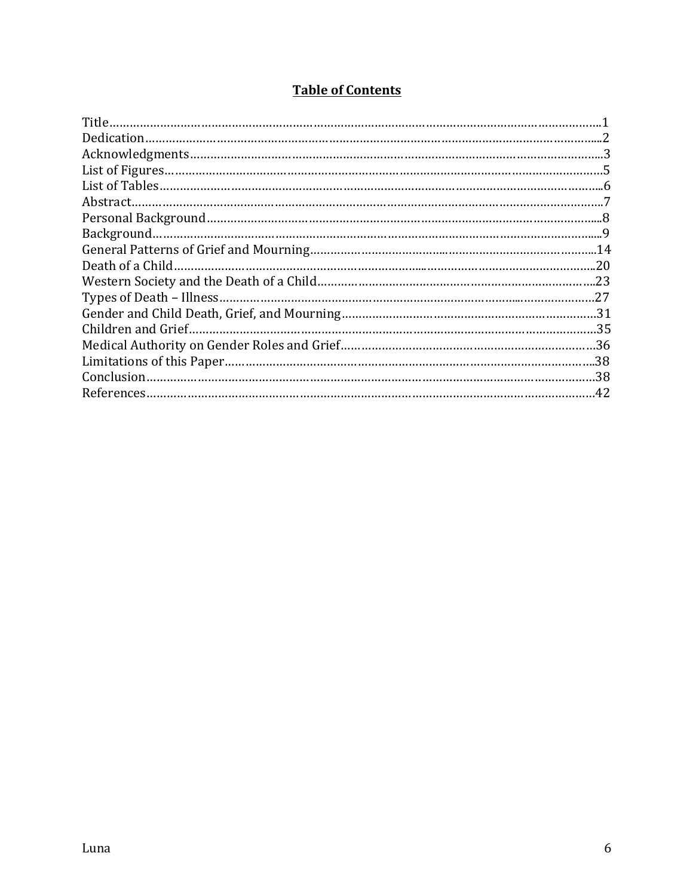# Table of Contents

| Section | Page |
| --- | --- |
| Title | 1 |
| Dedication | 2 |
| Acknowledgments | 3 |
| List of Figures | 5 |
| List of Tables | 6 |
| Abstract | 7 |
| Personal Background | 8 |
| Background | 9 |
| General Patterns of Grief and Mourning | 14 |
| Death of a Child | 20 |
| Western Society and the Death of a Child | 23 |
| Types of Death – Illness | 27 |
| Gender and Child Death, Grief, and Mourning | 31 |
| Children and Grief | 35 |
| Medical Authority on Gender Roles and Grief | 36 |
| Limitations of this Paper | 38 |
| Conclusion | 38 |
| References | 42 |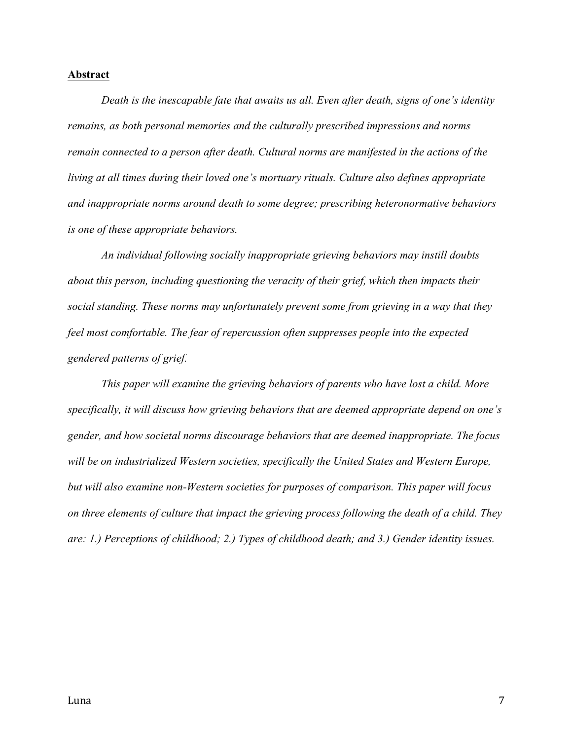## Abstract

*Death is the inescapable fate that awaits us all. Even after death, signs of one's identity remains, as both personal memories and the culturally prescribed impressions and norms remain connected to a person after death. Cultural norms are manifested in the actions of the living at all times during their loved one's mortuary rituals. Culture also defines appropriate and inappropriate norms around death to some degree; prescribing heteronormative behaviors is one of these appropriate behaviors.*

*An individual following socially inappropriate grieving behaviors may instill doubts about this person, including questioning the veracity of their grief, which then impacts their social standing. These norms may unfortunately prevent some from grieving in a way that they feel most comfortable. The fear of repercussion often suppresses people into the expected gendered patterns of grief.*

*This paper will examine the grieving behaviors of parents who have lost a child. More specifically, it will discuss how grieving behaviors that are deemed appropriate depend on one's gender, and how societal norms discourage behaviors that are deemed inappropriate. The focus will be on industrialized Western societies, specifically the United States and Western Europe, but will also examine non-Western societies for purposes of comparison. This paper will focus on three elements of culture that impact the grieving process following the death of a child. They are: 1.) Perceptions of childhood; 2.) Types of childhood death; and 3.) Gender identity issues.*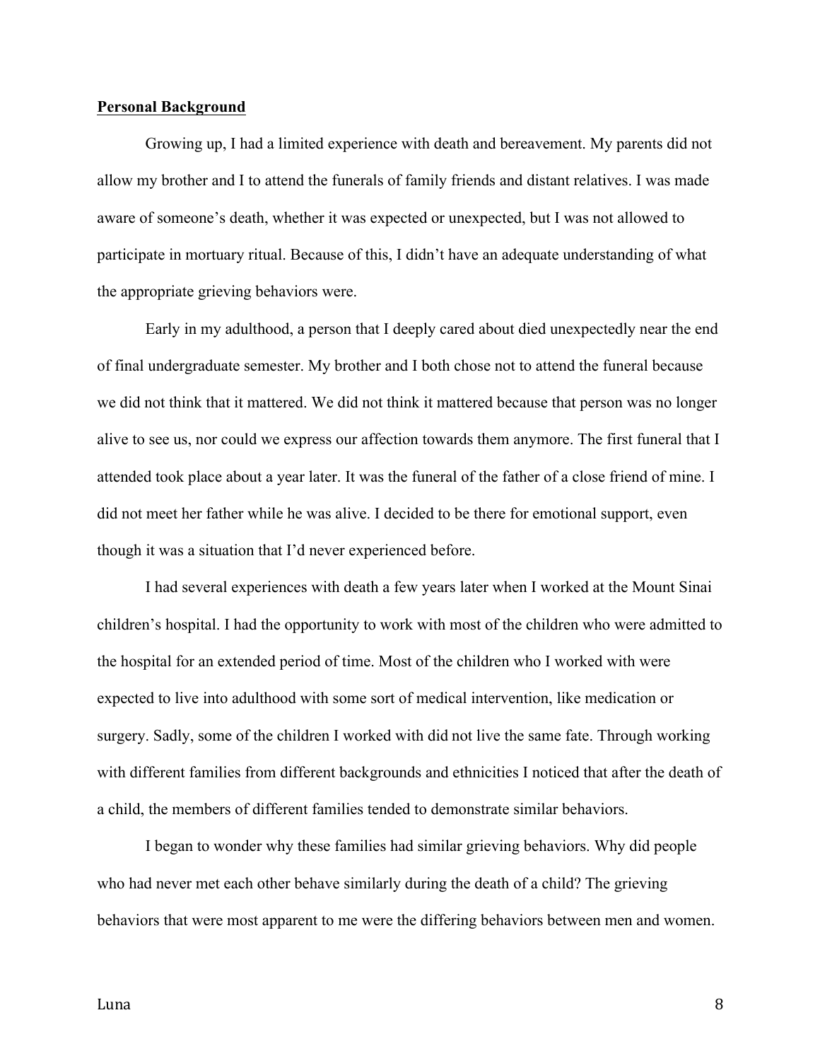**Personal Background**

Growing up, I had a limited experience with death and bereavement. My parents did not allow my brother and I to attend the funerals of family friends and distant relatives. I was made aware of someone's death, whether it was expected or unexpected, but I was not allowed to participate in mortuary ritual. Because of this, I didn't have an adequate understanding of what the appropriate grieving behaviors were.

Early in my adulthood, a person that I deeply cared about died unexpectedly near the end of final undergraduate semester. My brother and I both chose not to attend the funeral because we did not think that it mattered. We did not think it mattered because that person was no longer alive to see us, nor could we express our affection towards them anymore. The first funeral that I attended took place about a year later. It was the funeral of the father of a close friend of mine. I did not meet her father while he was alive. I decided to be there for emotional support, even though it was a situation that I'd never experienced before.

I had several experiences with death a few years later when I worked at the Mount Sinai children's hospital. I had the opportunity to work with most of the children who were admitted to the hospital for an extended period of time. Most of the children who I worked with were expected to live into adulthood with some sort of medical intervention, like medication or surgery. Sadly, some of the children I worked with did not live the same fate. Through working with different families from different backgrounds and ethnicities I noticed that after the death of a child, the members of different families tended to demonstrate similar behaviors.

I began to wonder why these families had similar grieving behaviors. Why did people who had never met each other behave similarly during the death of a child? The grieving behaviors that were most apparent to me were the differing behaviors between men and women.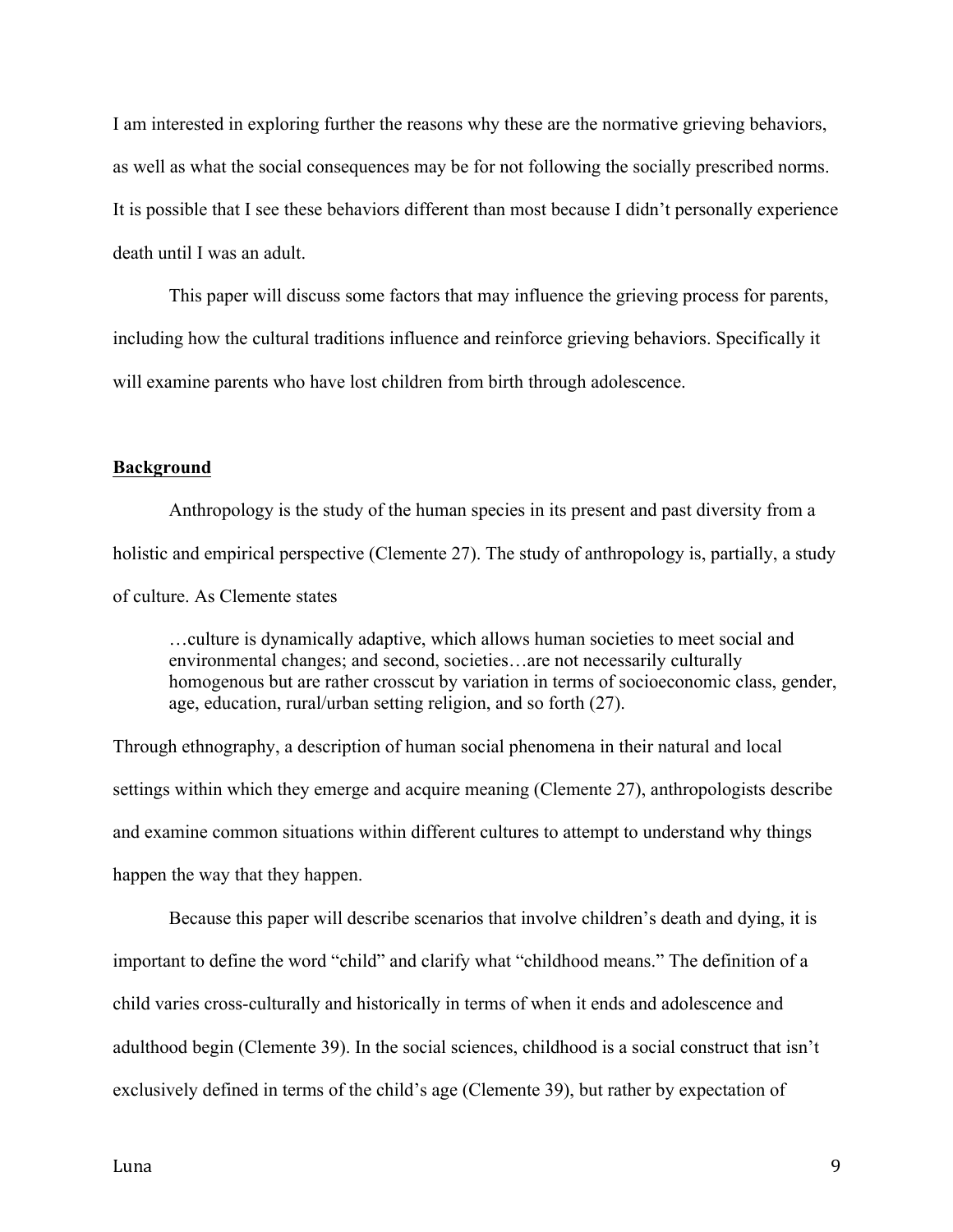I am interested in exploring further the reasons why these are the normative grieving behaviors, as well as what the social consequences may be for not following the socially prescribed norms. It is possible that I see these behaviors different than most because I didn't personally experience death until I was an adult.

This paper will discuss some factors that may influence the grieving process for parents, including how the cultural traditions influence and reinforce grieving behaviors. Specifically it will examine parents who have lost children from birth through adolescence.

**Background**

Anthropology is the study of the human species in its present and past diversity from a holistic and empirical perspective (Clemente 27). The study of anthropology is, partially, a study of culture. As Clemente states

> …culture is dynamically adaptive, which allows human societies to meet social and environmental changes; and second, societies…are not necessarily culturally homogenous but are rather crosscut by variation in terms of socioeconomic class, gender, age, education, rural/urban setting religion, and so forth (27).

Through ethnography, a description of human social phenomena in their natural and local settings within which they emerge and acquire meaning (Clemente 27), anthropologists describe and examine common situations within different cultures to attempt to understand why things happen the way that they happen.

Because this paper will describe scenarios that involve children's death and dying, it is important to define the word "child" and clarify what "childhood means." The definition of a child varies cross-culturally and historically in terms of when it ends and adolescence and adulthood begin (Clemente 39). In the social sciences, childhood is a social construct that isn't exclusively defined in terms of the child's age (Clemente 39), but rather by expectation of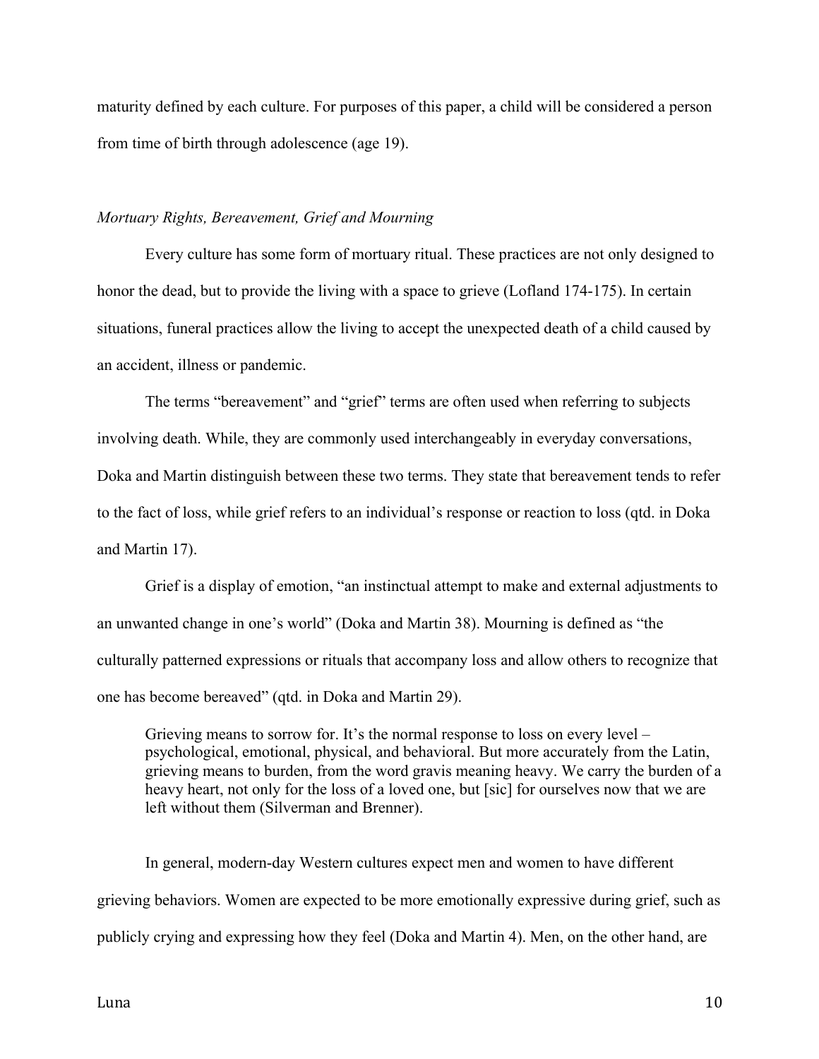maturity defined by each culture. For purposes of this paper, a child will be considered a person from time of birth through adolescence (age 19).

*Mortuary Rights, Bereavement, Grief and Mourning*

Every culture has some form of mortuary ritual. These practices are not only designed to honor the dead, but to provide the living with a space to grieve (Lofland 174-175). In certain situations, funeral practices allow the living to accept the unexpected death of a child caused by an accident, illness or pandemic.

The terms "bereavement" and "grief" terms are often used when referring to subjects involving death. While, they are commonly used interchangeably in everyday conversations, Doka and Martin distinguish between these two terms. They state that bereavement tends to refer to the fact of loss, while grief refers to an individual's response or reaction to loss (qtd. in Doka and Martin 17).

Grief is a display of emotion, "an instinctual attempt to make and external adjustments to an unwanted change in one's world" (Doka and Martin 38). Mourning is defined as "the culturally patterned expressions or rituals that accompany loss and allow others to recognize that one has become bereaved" (qtd. in Doka and Martin 29).

> Grieving means to sorrow for. It's the normal response to loss on every level – psychological, emotional, physical, and behavioral. But more accurately from the Latin, grieving means to burden, from the word gravis meaning heavy. We carry the burden of a heavy heart, not only for the loss of a loved one, but [sic] for ourselves now that we are left without them (Silverman and Brenner).

In general, modern-day Western cultures expect men and women to have different grieving behaviors. Women are expected to be more emotionally expressive during grief, such as publicly crying and expressing how they feel (Doka and Martin 4). Men, on the other hand, are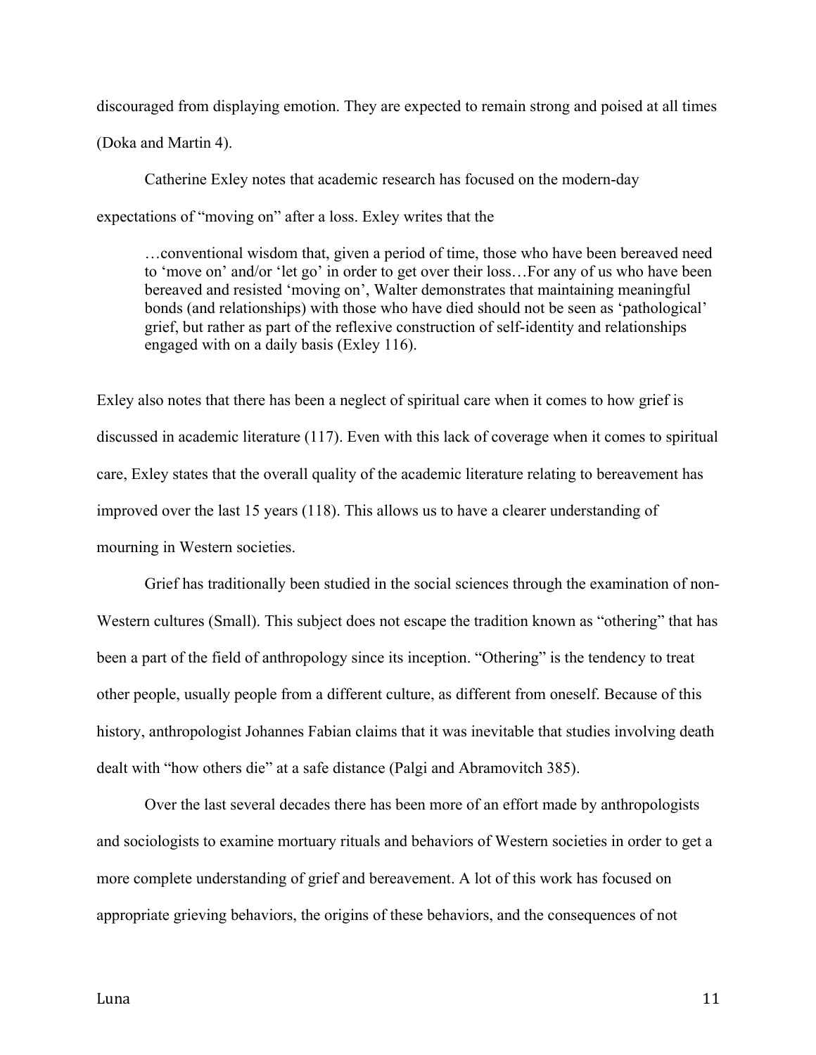discouraged from displaying emotion. They are expected to remain strong and poised at all times (Doka and Martin 4).

Catherine Exley notes that academic research has focused on the modern-day expectations of “moving on” after a loss. Exley writes that the

> …conventional wisdom that, given a period of time, those who have been bereaved need to ‘move on’ and/or ‘let go’ in order to get over their loss…For any of us who have been bereaved and resisted ‘moving on’, Walter demonstrates that maintaining meaningful bonds (and relationships) with those who have died should not be seen as ‘pathological’ grief, but rather as part of the reflexive construction of self-identity and relationships engaged with on a daily basis (Exley 116).

Exley also notes that there has been a neglect of spiritual care when it comes to how grief is discussed in academic literature (117). Even with this lack of coverage when it comes to spiritual care, Exley states that the overall quality of the academic literature relating to bereavement has improved over the last 15 years (118). This allows us to have a clearer understanding of mourning in Western societies.

Grief has traditionally been studied in the social sciences through the examination of non-Western cultures (Small). This subject does not escape the tradition known as “othering” that has been a part of the field of anthropology since its inception. “Othering” is the tendency to treat other people, usually people from a different culture, as different from oneself. Because of this history, anthropologist Johannes Fabian claims that it was inevitable that studies involving death dealt with “how others die” at a safe distance (Palgi and Abramovitch 385).

Over the last several decades there has been more of an effort made by anthropologists and sociologists to examine mortuary rituals and behaviors of Western societies in order to get a more complete understanding of grief and bereavement. A lot of this work has focused on appropriate grieving behaviors, the origins of these behaviors, and the consequences of not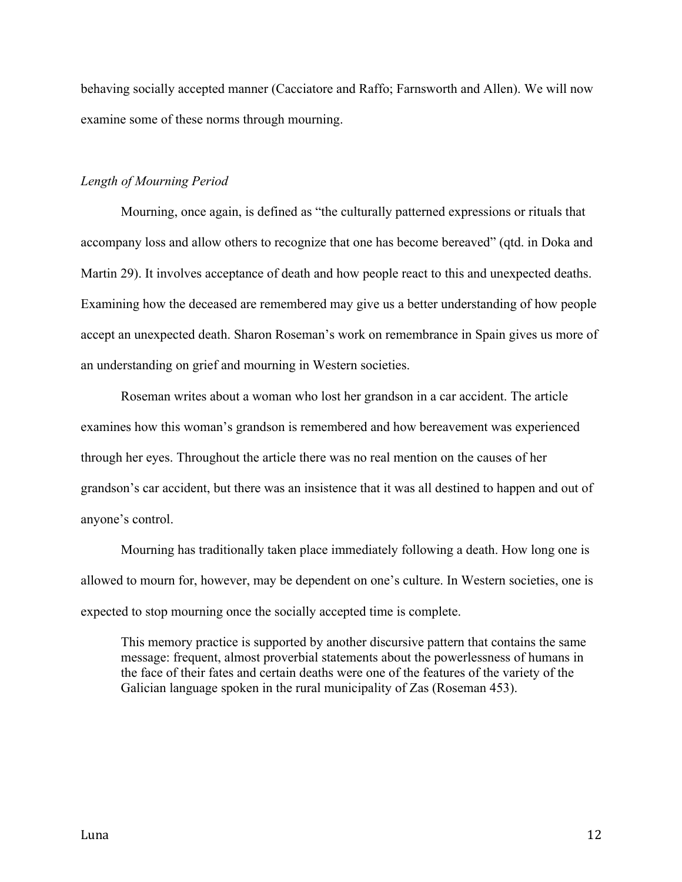behaving socially accepted manner (Cacciatore and Raffo; Farnsworth and Allen). We will now examine some of these norms through mourning.

*Length of Mourning Period*

Mourning, once again, is defined as "the culturally patterned expressions or rituals that accompany loss and allow others to recognize that one has become bereaved" (qtd. in Doka and Martin 29). It involves acceptance of death and how people react to this and unexpected deaths. Examining how the deceased are remembered may give us a better understanding of how people accept an unexpected death. Sharon Roseman's work on remembrance in Spain gives us more of an understanding on grief and mourning in Western societies.

Roseman writes about a woman who lost her grandson in a car accident. The article examines how this woman's grandson is remembered and how bereavement was experienced through her eyes. Throughout the article there was no real mention on the causes of her grandson's car accident, but there was an insistence that it was all destined to happen and out of anyone's control.

Mourning has traditionally taken place immediately following a death. How long one is allowed to mourn for, however, may be dependent on one's culture. In Western societies, one is expected to stop mourning once the socially accepted time is complete.

> This memory practice is supported by another discursive pattern that contains the same message: frequent, almost proverbial statements about the powerlessness of humans in the face of their fates and certain deaths were one of the features of the variety of the Galician language spoken in the rural municipality of Zas (Roseman 453).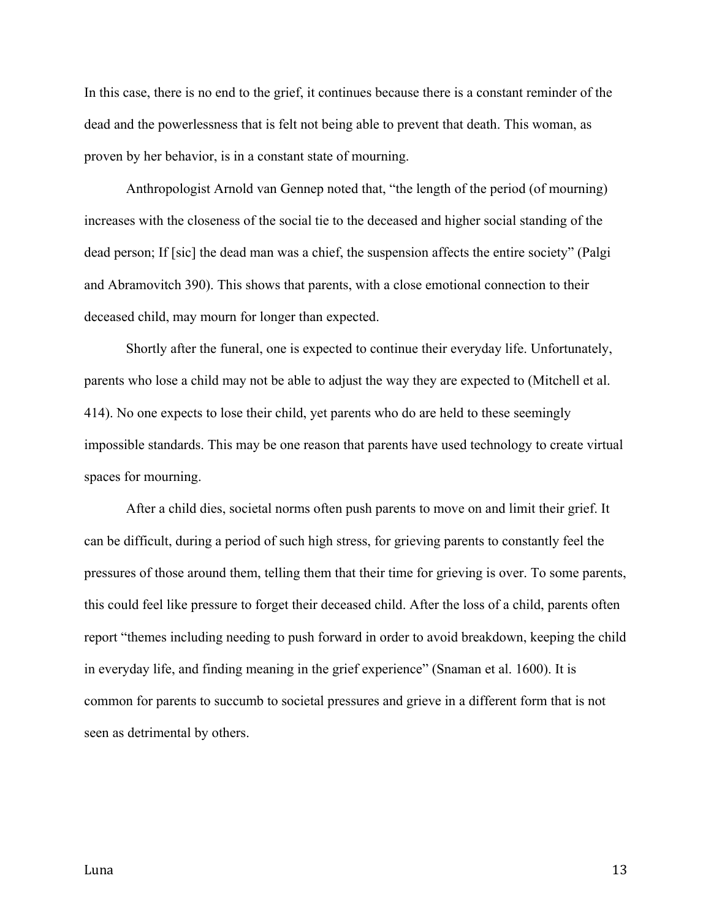In this case, there is no end to the grief, it continues because there is a constant reminder of the dead and the powerlessness that is felt not being able to prevent that death. This woman, as proven by her behavior, is in a constant state of mourning.

Anthropologist Arnold van Gennep noted that, "the length of the period (of mourning) increases with the closeness of the social tie to the deceased and higher social standing of the dead person; If [sic] the dead man was a chief, the suspension affects the entire society" (Palgi and Abramovitch 390). This shows that parents, with a close emotional connection to their deceased child, may mourn for longer than expected.

Shortly after the funeral, one is expected to continue their everyday life. Unfortunately, parents who lose a child may not be able to adjust the way they are expected to (Mitchell et al. 414). No one expects to lose their child, yet parents who do are held to these seemingly impossible standards. This may be one reason that parents have used technology to create virtual spaces for mourning.

After a child dies, societal norms often push parents to move on and limit their grief. It can be difficult, during a period of such high stress, for grieving parents to constantly feel the pressures of those around them, telling them that their time for grieving is over. To some parents, this could feel like pressure to forget their deceased child. After the loss of a child, parents often report "themes including needing to push forward in order to avoid breakdown, keeping the child in everyday life, and finding meaning in the grief experience" (Snaman et al. 1600). It is common for parents to succumb to societal pressures and grieve in a different form that is not seen as detrimental by others.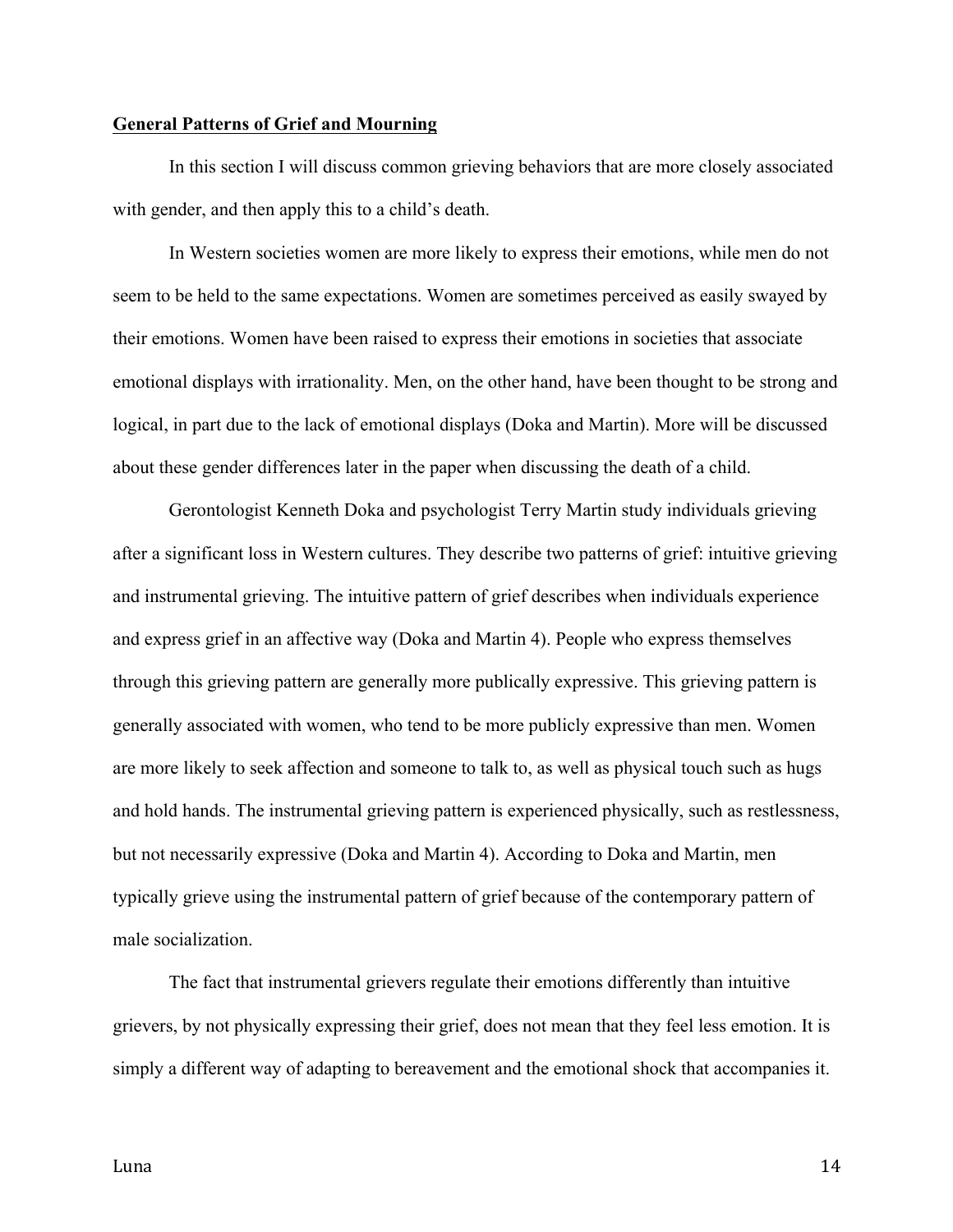**General Patterns of Grief and Mourning**

In this section I will discuss common grieving behaviors that are more closely associated with gender, and then apply this to a child's death.

In Western societies women are more likely to express their emotions, while men do not seem to be held to the same expectations. Women are sometimes perceived as easily swayed by their emotions. Women have been raised to express their emotions in societies that associate emotional displays with irrationality. Men, on the other hand, have been thought to be strong and logical, in part due to the lack of emotional displays (Doka and Martin). More will be discussed about these gender differences later in the paper when discussing the death of a child.

Gerontologist Kenneth Doka and psychologist Terry Martin study individuals grieving after a significant loss in Western cultures. They describe two patterns of grief: intuitive grieving and instrumental grieving. The intuitive pattern of grief describes when individuals experience and express grief in an affective way (Doka and Martin 4). People who express themselves through this grieving pattern are generally more publically expressive. This grieving pattern is generally associated with women, who tend to be more publicly expressive than men. Women are more likely to seek affection and someone to talk to, as well as physical touch such as hugs and hold hands. The instrumental grieving pattern is experienced physically, such as restlessness, but not necessarily expressive (Doka and Martin 4). According to Doka and Martin, men typically grieve using the instrumental pattern of grief because of the contemporary pattern of male socialization.

The fact that instrumental grievers regulate their emotions differently than intuitive grievers, by not physically expressing their grief, does not mean that they feel less emotion. It is simply a different way of adapting to bereavement and the emotional shock that accompanies it.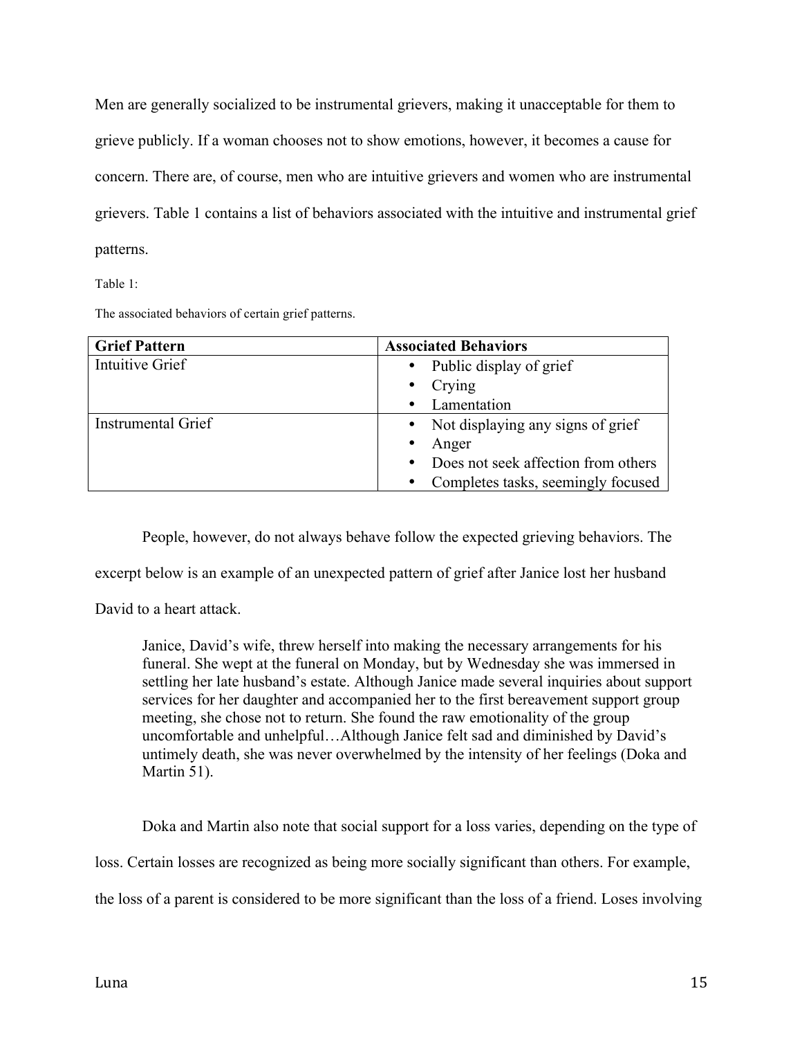Men are generally socialized to be instrumental grievers, making it unacceptable for them to grieve publicly. If a woman chooses not to show emotions, however, it becomes a cause for concern. There are, of course, men who are intuitive grievers and women who are instrumental grievers. Table 1 contains a list of behaviors associated with the intuitive and instrumental grief patterns.

Table 1:

The associated behaviors of certain grief patterns.

| **Grief Pattern** | **Associated Behaviors** |
| --- | --- |
| Intuitive Grief | • Public display of grief<br>• Crying<br>• Lamentation |
| Instrumental Grief | • Not displaying any signs of grief<br>• Anger<br>• Does not seek affection from others<br>• Completes tasks, seemingly focused |

People, however, do not always behave follow the expected grieving behaviors. The excerpt below is an example of an unexpected pattern of grief after Janice lost her husband David to a heart attack.

> Janice, David's wife, threw herself into making the necessary arrangements for his funeral. She wept at the funeral on Monday, but by Wednesday she was immersed in settling her late husband's estate. Although Janice made several inquiries about support services for her daughter and accompanied her to the first bereavement support group meeting, she chose not to return. She found the raw emotionality of the group uncomfortable and unhelpful…Although Janice felt sad and diminished by David's untimely death, she was never overwhelmed by the intensity of her feelings (Doka and Martin 51).

Doka and Martin also note that social support for a loss varies, depending on the type of loss. Certain losses are recognized as being more socially significant than others. For example, the loss of a parent is considered to be more significant than the loss of a friend. Loses involving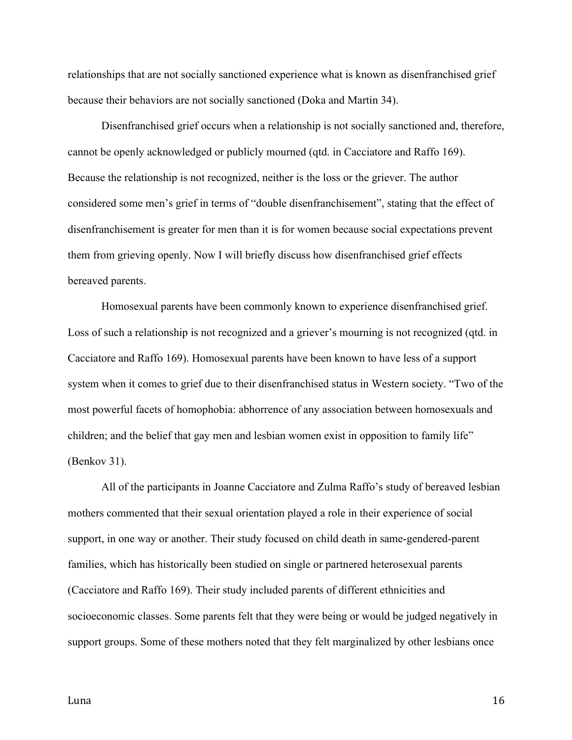relationships that are not socially sanctioned experience what is known as disenfranchised grief because their behaviors are not socially sanctioned (Doka and Martin 34).

Disenfranchised grief occurs when a relationship is not socially sanctioned and, therefore, cannot be openly acknowledged or publicly mourned (qtd. in Cacciatore and Raffo 169). Because the relationship is not recognized, neither is the loss or the griever. The author considered some men's grief in terms of "double disenfranchisement", stating that the effect of disenfranchisement is greater for men than it is for women because social expectations prevent them from grieving openly. Now I will briefly discuss how disenfranchised grief effects bereaved parents.

Homosexual parents have been commonly known to experience disenfranchised grief. Loss of such a relationship is not recognized and a griever's mourning is not recognized (qtd. in Cacciatore and Raffo 169). Homosexual parents have been known to have less of a support system when it comes to grief due to their disenfranchised status in Western society. "Two of the most powerful facets of homophobia: abhorrence of any association between homosexuals and children; and the belief that gay men and lesbian women exist in opposition to family life" (Benkov 31).

All of the participants in Joanne Cacciatore and Zulma Raffo's study of bereaved lesbian mothers commented that their sexual orientation played a role in their experience of social support, in one way or another. Their study focused on child death in same-gendered-parent families, which has historically been studied on single or partnered heterosexual parents (Cacciatore and Raffo 169). Their study included parents of different ethnicities and socioeconomic classes. Some parents felt that they were being or would be judged negatively in support groups. Some of these mothers noted that they felt marginalized by other lesbians once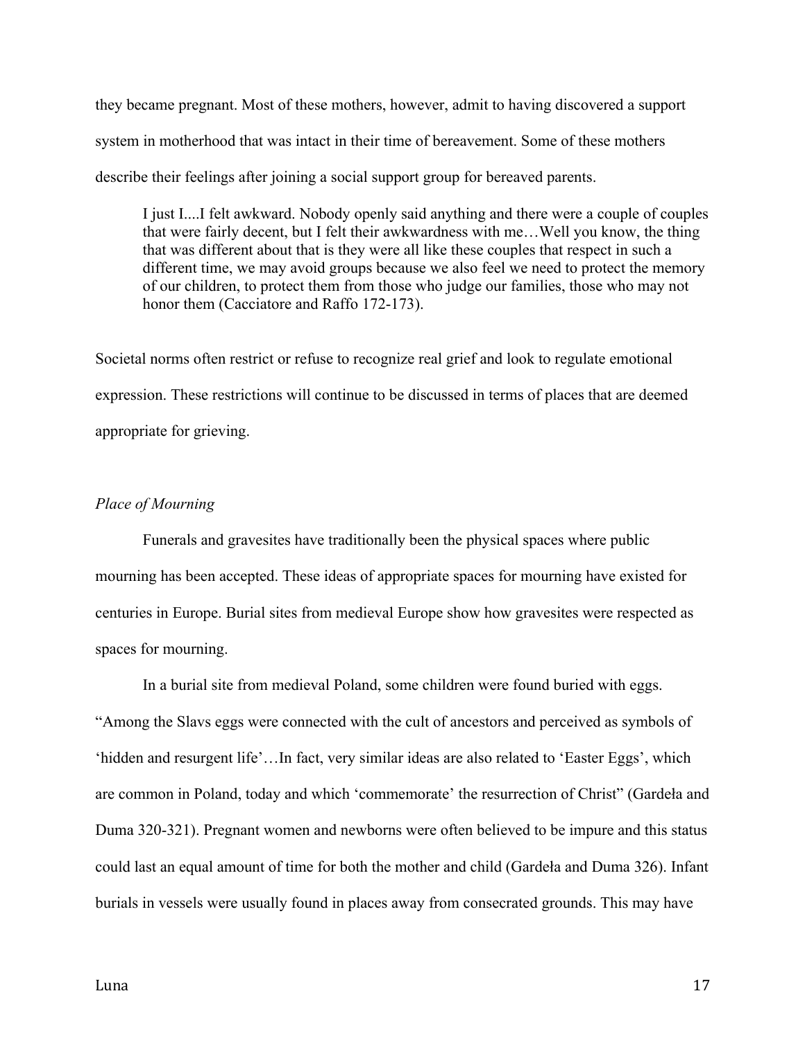they became pregnant. Most of these mothers, however, admit to having discovered a support system in motherhood that was intact in their time of bereavement. Some of these mothers describe their feelings after joining a social support group for bereaved parents.

> I just I....I felt awkward. Nobody openly said anything and there were a couple of couples that were fairly decent, but I felt their awkwardness with me…Well you know, the thing that was different about that is they were all like these couples that respect in such a different time, we may avoid groups because we also feel we need to protect the memory of our children, to protect them from those who judge our families, those who may not honor them (Cacciatore and Raffo 172-173).

Societal norms often restrict or refuse to recognize real grief and look to regulate emotional expression. These restrictions will continue to be discussed in terms of places that are deemed appropriate for grieving.

*Place of Mourning*

Funerals and gravesites have traditionally been the physical spaces where public mourning has been accepted. These ideas of appropriate spaces for mourning have existed for centuries in Europe. Burial sites from medieval Europe show how gravesites were respected as spaces for mourning.

In a burial site from medieval Poland, some children were found buried with eggs. "Among the Slavs eggs were connected with the cult of ancestors and perceived as symbols of 'hidden and resurgent life'…In fact, very similar ideas are also related to 'Easter Eggs', which are common in Poland, today and which 'commemorate' the resurrection of Christ" (Gardeła and Duma 320-321). Pregnant women and newborns were often believed to be impure and this status could last an equal amount of time for both the mother and child (Gardeła and Duma 326). Infant burials in vessels were usually found in places away from consecrated grounds. This may have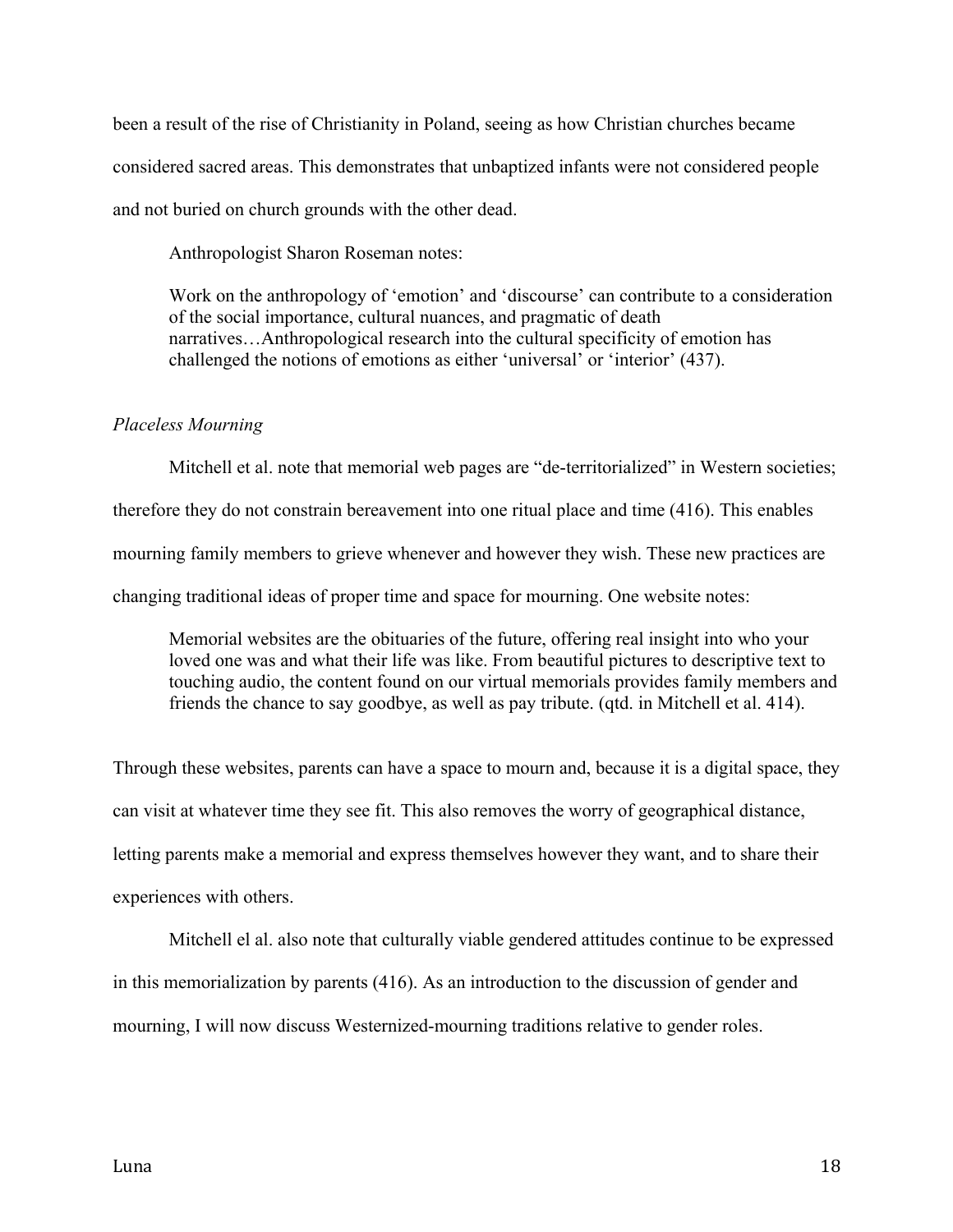been a result of the rise of Christianity in Poland, seeing as how Christian churches became considered sacred areas. This demonstrates that unbaptized infants were not considered people and not buried on church grounds with the other dead.

Anthropologist Sharon Roseman notes:

> Work on the anthropology of 'emotion' and 'discourse' can contribute to a consideration of the social importance, cultural nuances, and pragmatic of death narratives…Anthropological research into the cultural specificity of emotion has challenged the notions of emotions as either 'universal' or 'interior' (437).

*Placeless Mourning*

Mitchell et al. note that memorial web pages are "de-territorialized" in Western societies; therefore they do not constrain bereavement into one ritual place and time (416). This enables mourning family members to grieve whenever and however they wish. These new practices are changing traditional ideas of proper time and space for mourning. One website notes:

> Memorial websites are the obituaries of the future, offering real insight into who your loved one was and what their life was like. From beautiful pictures to descriptive text to touching audio, the content found on our virtual memorials provides family members and friends the chance to say goodbye, as well as pay tribute. (qtd. in Mitchell et al. 414).

Through these websites, parents can have a space to mourn and, because it is a digital space, they can visit at whatever time they see fit. This also removes the worry of geographical distance, letting parents make a memorial and express themselves however they want, and to share their experiences with others.

Mitchell el al. also note that culturally viable gendered attitudes continue to be expressed in this memorialization by parents (416). As an introduction to the discussion of gender and mourning, I will now discuss Westernized-mourning traditions relative to gender roles.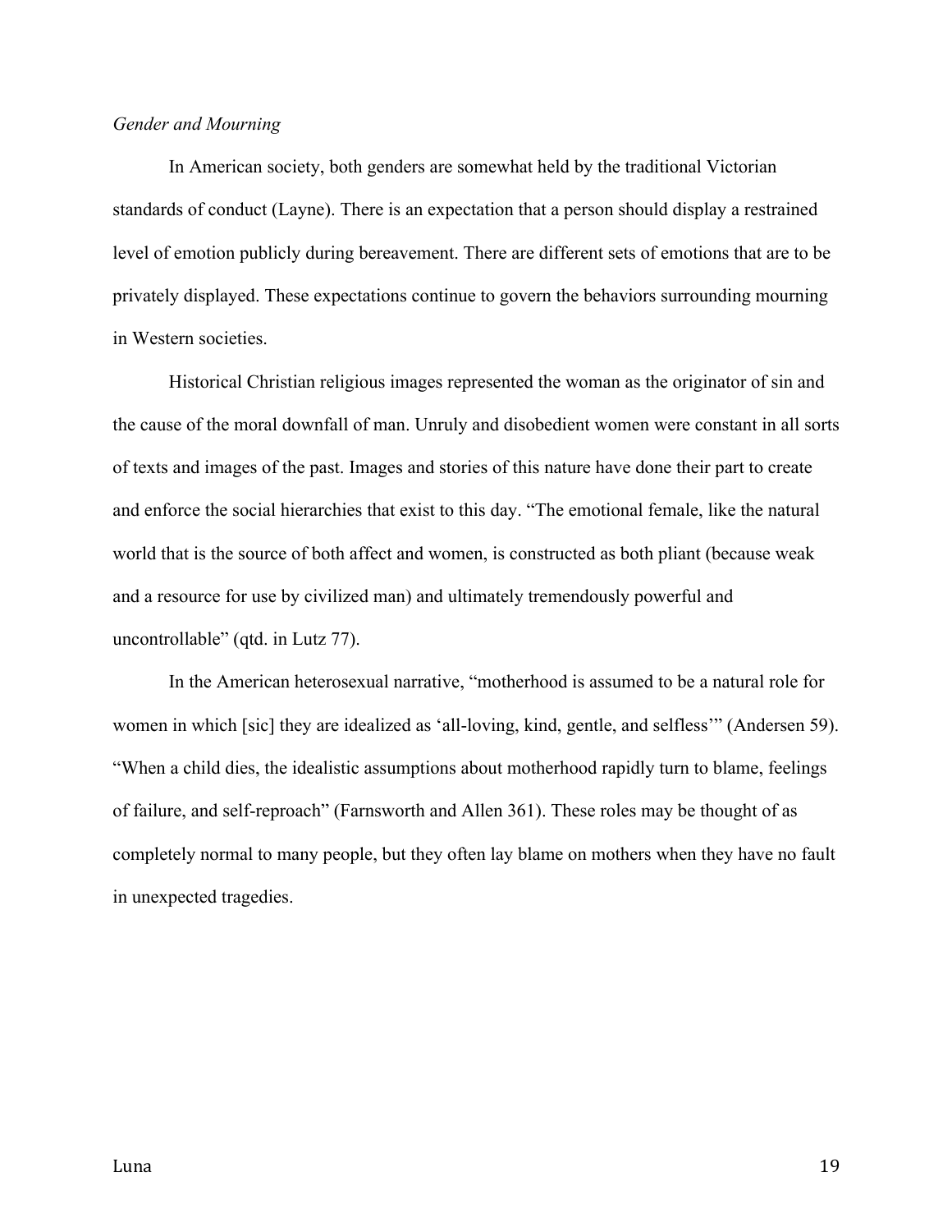*Gender and Mourning*

In American society, both genders are somewhat held by the traditional Victorian standards of conduct (Layne). There is an expectation that a person should display a restrained level of emotion publicly during bereavement. There are different sets of emotions that are to be privately displayed. These expectations continue to govern the behaviors surrounding mourning in Western societies.

Historical Christian religious images represented the woman as the originator of sin and the cause of the moral downfall of man. Unruly and disobedient women were constant in all sorts of texts and images of the past. Images and stories of this nature have done their part to create and enforce the social hierarchies that exist to this day. "The emotional female, like the natural world that is the source of both affect and women, is constructed as both pliant (because weak and a resource for use by civilized man) and ultimately tremendously powerful and uncontrollable" (qtd. in Lutz 77).

In the American heterosexual narrative, "motherhood is assumed to be a natural role for women in which [sic] they are idealized as 'all-loving, kind, gentle, and selfless'" (Andersen 59). "When a child dies, the idealistic assumptions about motherhood rapidly turn to blame, feelings of failure, and self-reproach" (Farnsworth and Allen 361). These roles may be thought of as completely normal to many people, but they often lay blame on mothers when they have no fault in unexpected tragedies.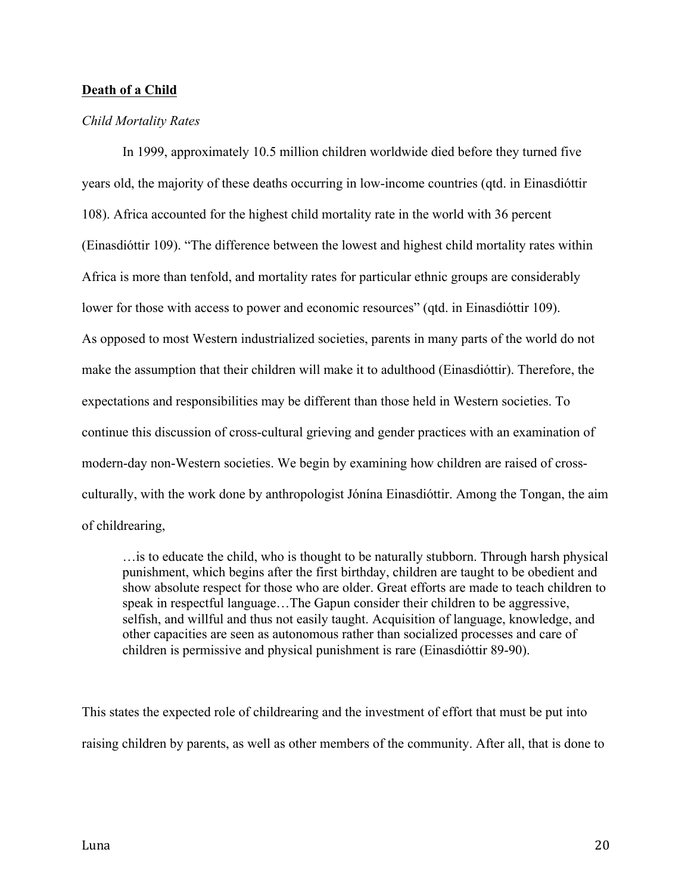**Death of a Child**

*Child Mortality Rates*

In 1999, approximately 10.5 million children worldwide died before they turned five years old, the majority of these deaths occurring in low-income countries (qtd. in Einasdióttir 108). Africa accounted for the highest child mortality rate in the world with 36 percent (Einasdióttir 109). "The difference between the lowest and highest child mortality rates within Africa is more than tenfold, and mortality rates for particular ethnic groups are considerably lower for those with access to power and economic resources" (qtd. in Einasdióttir 109).
As opposed to most Western industrialized societies, parents in many parts of the world do not make the assumption that their children will make it to adulthood (Einasdióttir). Therefore, the expectations and responsibilities may be different than those held in Western societies. To continue this discussion of cross-cultural grieving and gender practices with an examination of modern-day non-Western societies. We begin by examining how children are raised of cross-culturally, with the work done by anthropologist Jónína Einasdióttir. Among the Tongan, the aim of childrearing,

> …is to educate the child, who is thought to be naturally stubborn. Through harsh physical punishment, which begins after the first birthday, children are taught to be obedient and show absolute respect for those who are older. Great efforts are made to teach children to speak in respectful language…The Gapun consider their children to be aggressive, selfish, and willful and thus not easily taught. Acquisition of language, knowledge, and other capacities are seen as autonomous rather than socialized processes and care of children is permissive and physical punishment is rare (Einasdióttir 89-90).

This states the expected role of childrearing and the investment of effort that must be put into raising children by parents, as well as other members of the community. After all, that is done to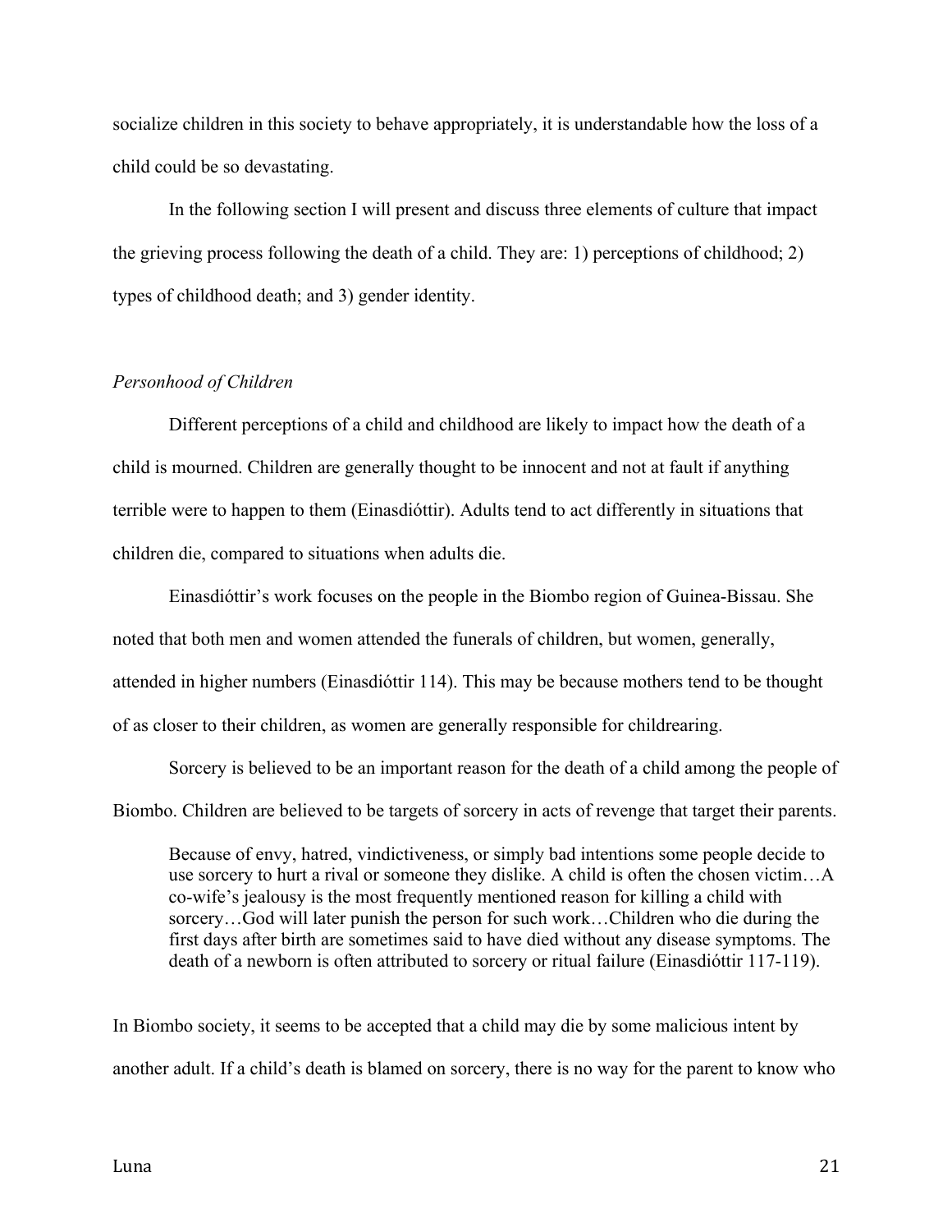socialize children in this society to behave appropriately, it is understandable how the loss of a child could be so devastating.

In the following section I will present and discuss three elements of culture that impact the grieving process following the death of a child. They are: 1) perceptions of childhood; 2) types of childhood death; and 3) gender identity.

*Personhood of Children*

Different perceptions of a child and childhood are likely to impact how the death of a child is mourned. Children are generally thought to be innocent and not at fault if anything terrible were to happen to them (Einasdióttir). Adults tend to act differently in situations that children die, compared to situations when adults die.

Einasdióttir's work focuses on the people in the Biombo region of Guinea-Bissau. She noted that both men and women attended the funerals of children, but women, generally, attended in higher numbers (Einasdióttir 114). This may be because mothers tend to be thought of as closer to their children, as women are generally responsible for childrearing.

Sorcery is believed to be an important reason for the death of a child among the people of Biombo. Children are believed to be targets of sorcery in acts of revenge that target their parents.

> Because of envy, hatred, vindictiveness, or simply bad intentions some people decide to use sorcery to hurt a rival or someone they dislike. A child is often the chosen victim…A co-wife's jealousy is the most frequently mentioned reason for killing a child with sorcery…God will later punish the person for such work…Children who die during the first days after birth are sometimes said to have died without any disease symptoms. The death of a newborn is often attributed to sorcery or ritual failure (Einasdióttir 117-119).

In Biombo society, it seems to be accepted that a child may die by some malicious intent by another adult. If a child's death is blamed on sorcery, there is no way for the parent to know who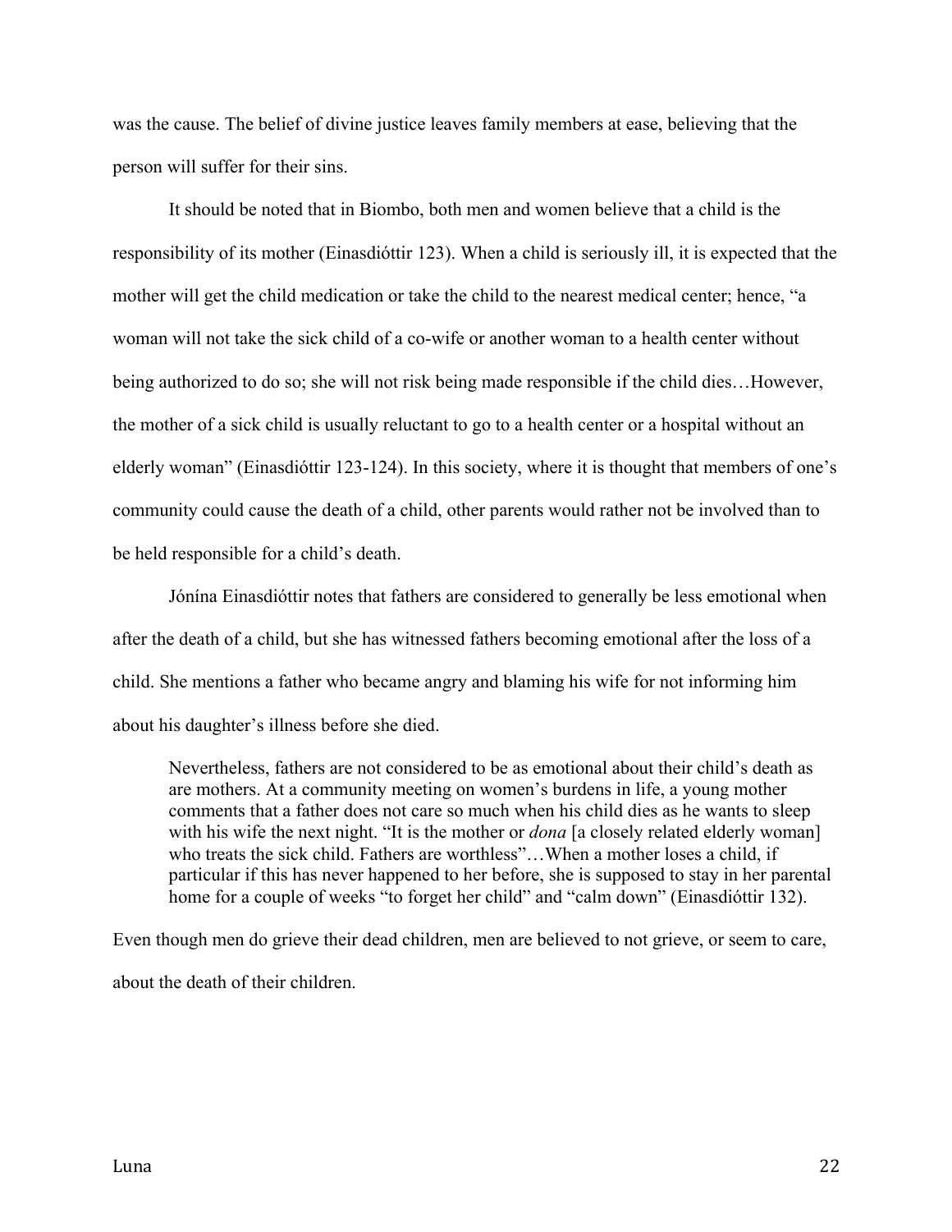was the cause. The belief of divine justice leaves family members at ease, believing that the person will suffer for their sins.

It should be noted that in Biombo, both men and women believe that a child is the responsibility of its mother (Einasdióttir 123). When a child is seriously ill, it is expected that the mother will get the child medication or take the child to the nearest medical center; hence, "a woman will not take the sick child of a co-wife or another woman to a health center without being authorized to do so; she will not risk being made responsible if the child dies…However, the mother of a sick child is usually reluctant to go to a health center or a hospital without an elderly woman" (Einasdióttir 123-124). In this society, where it is thought that members of one's community could cause the death of a child, other parents would rather not be involved than to be held responsible for a child's death.

Jónína Einasdióttir notes that fathers are considered to generally be less emotional when after the death of a child, but she has witnessed fathers becoming emotional after the loss of a child. She mentions a father who became angry and blaming his wife for not informing him about his daughter's illness before she died.

> Nevertheless, fathers are not considered to be as emotional about their child's death as are mothers. At a community meeting on women's burdens in life, a young mother comments that a father does not care so much when his child dies as he wants to sleep with his wife the next night. "It is the mother or *dona* [a closely related elderly woman] who treats the sick child. Fathers are worthless"…When a mother loses a child, if particular if this has never happened to her before, she is supposed to stay in her parental home for a couple of weeks "to forget her child" and "calm down" (Einasdióttir 132).

Even though men do grieve their dead children, men are believed to not grieve, or seem to care, about the death of their children.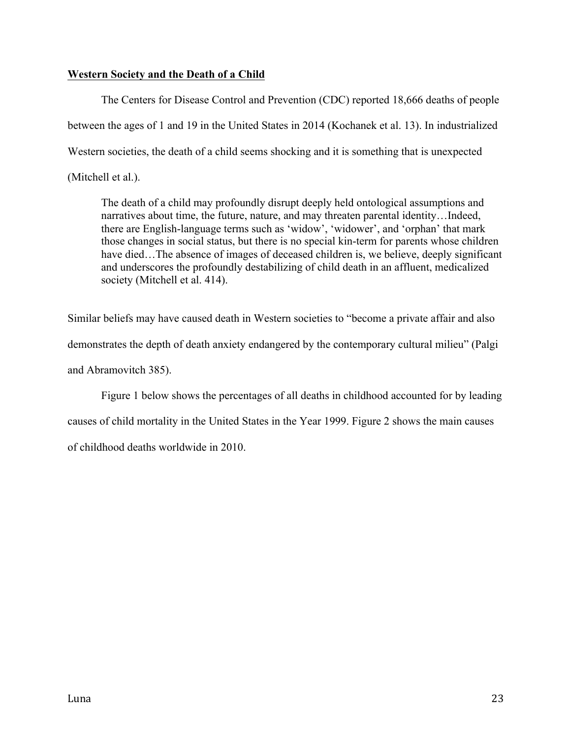**Western Society and the Death of a Child**

The Centers for Disease Control and Prevention (CDC) reported 18,666 deaths of people between the ages of 1 and 19 in the United States in 2014 (Kochanek et al. 13). In industrialized Western societies, the death of a child seems shocking and it is something that is unexpected (Mitchell et al.).

> The death of a child may profoundly disrupt deeply held ontological assumptions and narratives about time, the future, nature, and may threaten parental identity…Indeed, there are English-language terms such as 'widow', 'widower', and 'orphan' that mark those changes in social status, but there is no special kin-term for parents whose children have died…The absence of images of deceased children is, we believe, deeply significant and underscores the profoundly destabilizing of child death in an affluent, medicalized society (Mitchell et al. 414).

Similar beliefs may have caused death in Western societies to "become a private affair and also demonstrates the depth of death anxiety endangered by the contemporary cultural milieu" (Palgi and Abramovitch 385).

Figure 1 below shows the percentages of all deaths in childhood accounted for by leading causes of child mortality in the United States in the Year 1999. Figure 2 shows the main causes of childhood deaths worldwide in 2010.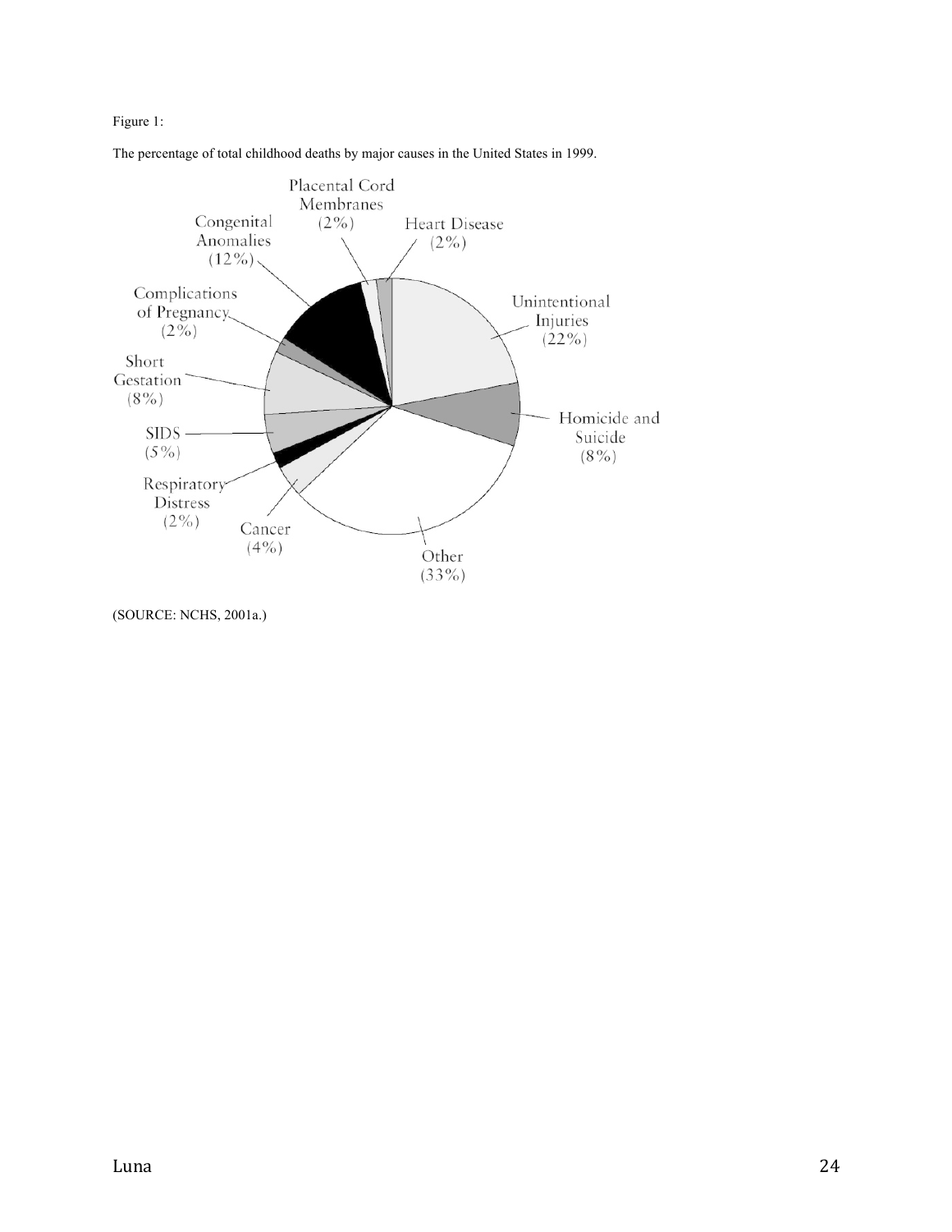Figure 1:

The percentage of total childhood deaths by major causes in the United States in 1999.

| Cause | Percentage |
|---|---|
| Unintentional Injuries | 22% |
| Homicide and Suicide | 8% |
| Other | 33% |
| Cancer | 4% |
| Respiratory Distress | 2% |
| SIDS | 5% |
| Short Gestation | 8% |
| Complications of Pregnancy | 2% |
| Congenital Anomalies | 12% |
| Placental Cord Membranes | 2% |
| Heart Disease | 2% |

(SOURCE: NCHS, 2001a.)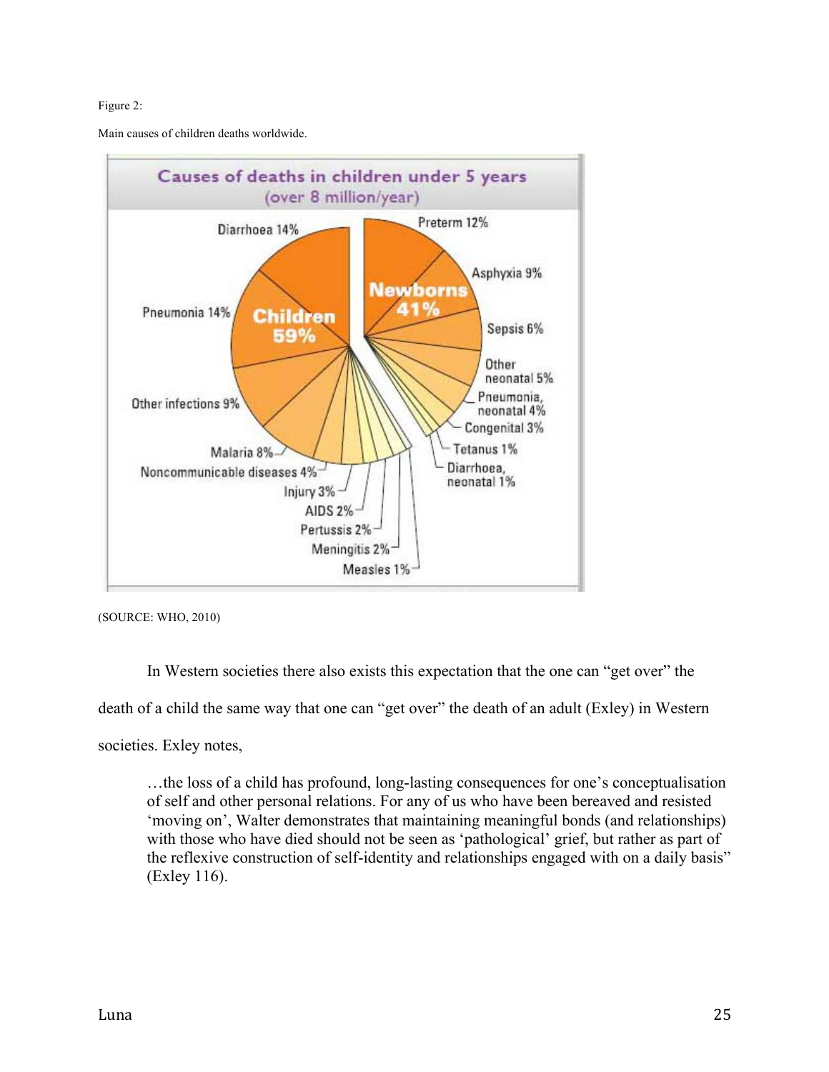Figure 2:

Main causes of children deaths worldwide.

Causes of deaths in children under 5 years (over 8 million/year)

Children 59%: Diarrhoea 14%, Pneumonia 14%, Other infections 9%, Malaria 8%, Noncommunicable diseases 4%, Injury 3%, AIDS 2%, Pertussis 2%, Meningitis 2%, Measles 1%

Newborns 41%: Preterm 12%, Asphyxia 9%, Sepsis 6%, Other neonatal 5%, Pneumonia, neonatal 4%, Congenital 3%, Tetanus 1%, Diarrhoea, neonatal 1%

(SOURCE: WHO, 2010)

In Western societies there also exists this expectation that the one can "get over" the death of a child the same way that one can "get over" the death of an adult (Exley) in Western societies. Exley notes,

> …the loss of a child has profound, long-lasting consequences for one's conceptualisation of self and other personal relations. For any of us who have been bereaved and resisted 'moving on', Walter demonstrates that maintaining meaningful bonds (and relationships) with those who have died should not be seen as 'pathological' grief, but rather as part of the reflexive construction of self-identity and relationships engaged with on a daily basis" (Exley 116).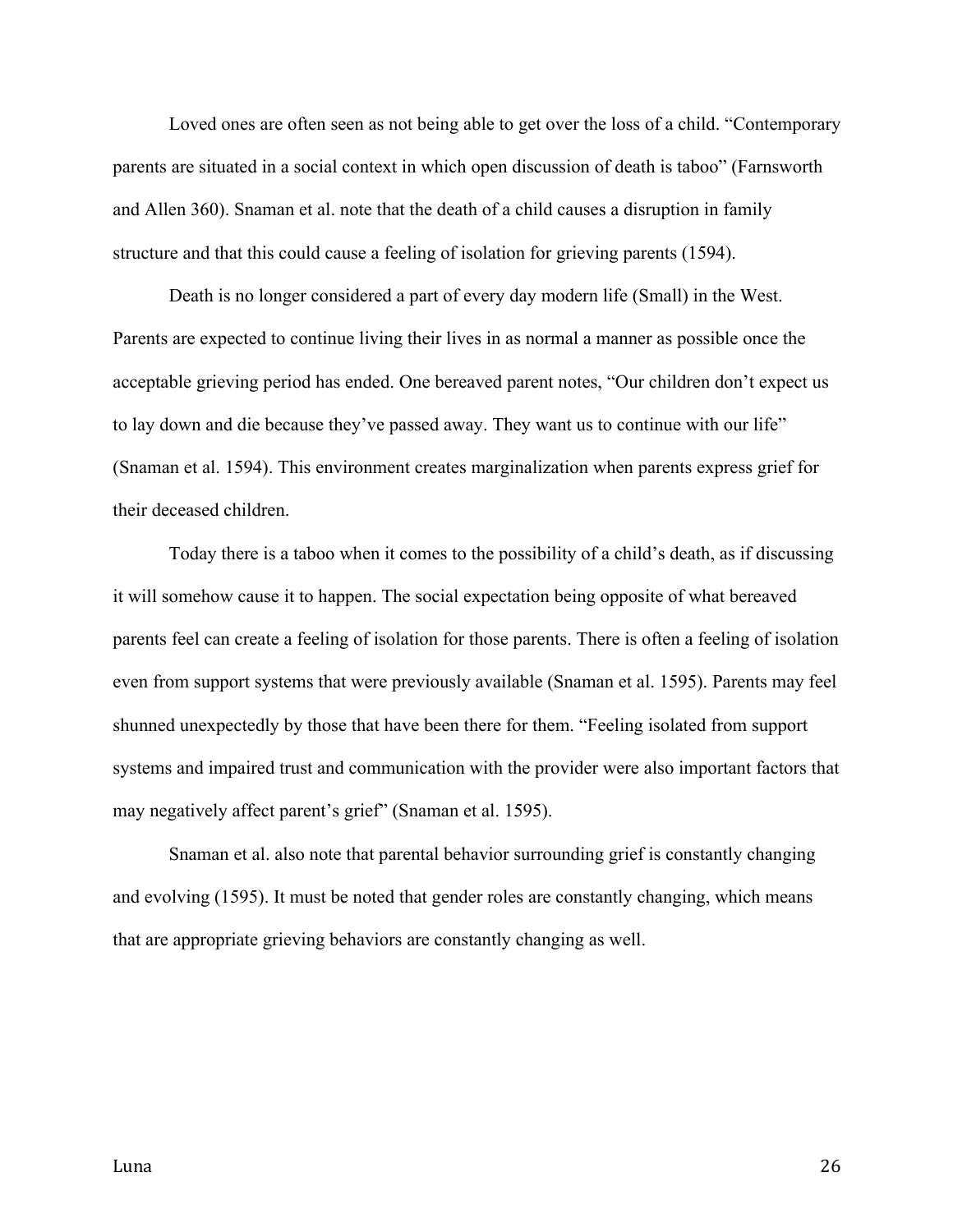Loved ones are often seen as not being able to get over the loss of a child. "Contemporary parents are situated in a social context in which open discussion of death is taboo" (Farnsworth and Allen 360). Snaman et al. note that the death of a child causes a disruption in family structure and that this could cause a feeling of isolation for grieving parents (1594).

Death is no longer considered a part of every day modern life (Small) in the West. Parents are expected to continue living their lives in as normal a manner as possible once the acceptable grieving period has ended. One bereaved parent notes, "Our children don't expect us to lay down and die because they've passed away. They want us to continue with our life" (Snaman et al. 1594). This environment creates marginalization when parents express grief for their deceased children.

Today there is a taboo when it comes to the possibility of a child's death, as if discussing it will somehow cause it to happen. The social expectation being opposite of what bereaved parents feel can create a feeling of isolation for those parents. There is often a feeling of isolation even from support systems that were previously available (Snaman et al. 1595). Parents may feel shunned unexpectedly by those that have been there for them. "Feeling isolated from support systems and impaired trust and communication with the provider were also important factors that may negatively affect parent's grief" (Snaman et al. 1595).

Snaman et al. also note that parental behavior surrounding grief is constantly changing and evolving (1595). It must be noted that gender roles are constantly changing, which means that are appropriate grieving behaviors are constantly changing as well.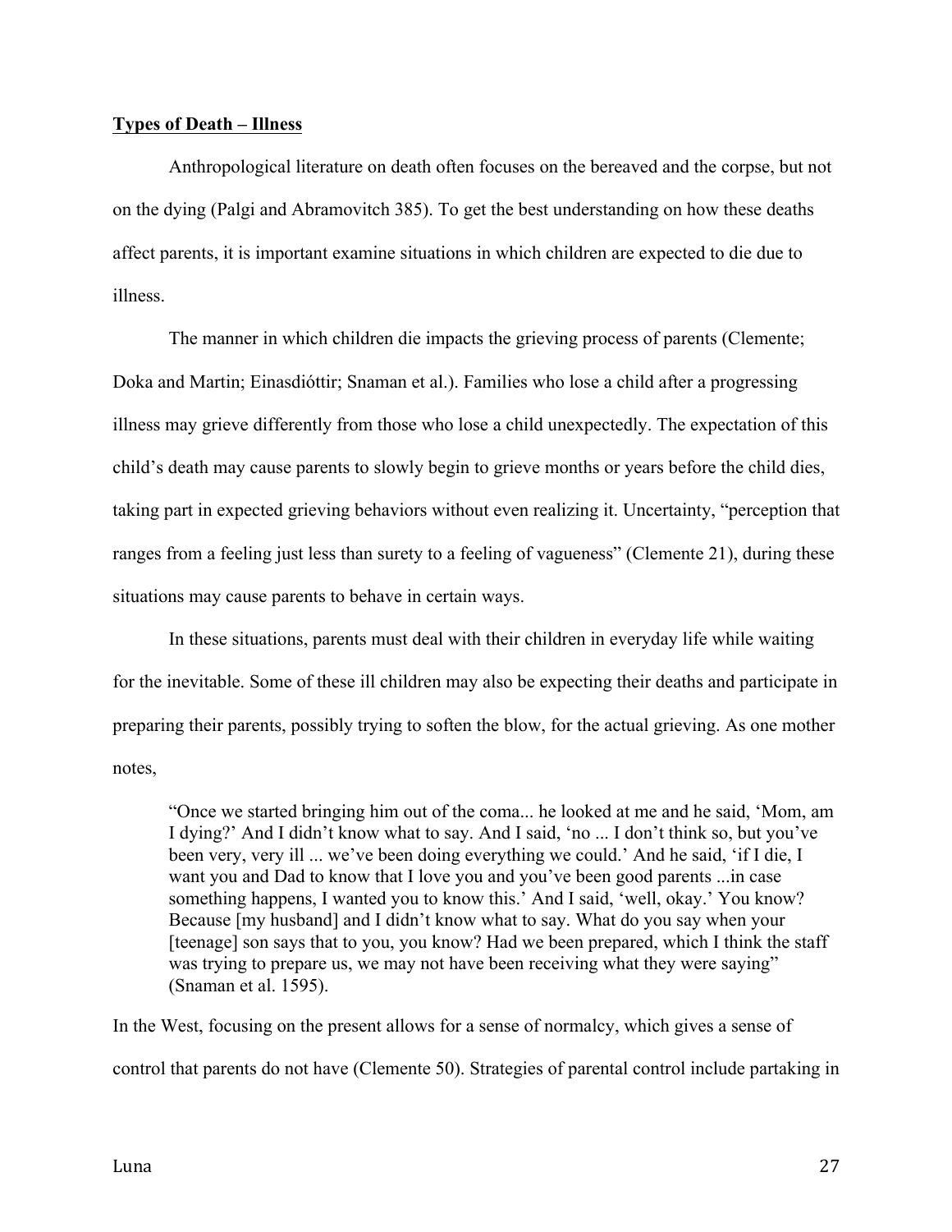**Types of Death – Illness**

Anthropological literature on death often focuses on the bereaved and the corpse, but not on the dying (Palgi and Abramovitch 385). To get the best understanding on how these deaths affect parents, it is important examine situations in which children are expected to die due to illness.

The manner in which children die impacts the grieving process of parents (Clemente; Doka and Martin; Einasdióttir; Snaman et al.). Families who lose a child after a progressing illness may grieve differently from those who lose a child unexpectedly. The expectation of this child's death may cause parents to slowly begin to grieve months or years before the child dies, taking part in expected grieving behaviors without even realizing it. Uncertainty, "perception that ranges from a feeling just less than surety to a feeling of vagueness" (Clemente 21), during these situations may cause parents to behave in certain ways.

In these situations, parents must deal with their children in everyday life while waiting for the inevitable. Some of these ill children may also be expecting their deaths and participate in preparing their parents, possibly trying to soften the blow, for the actual grieving. As one mother notes,

> "Once we started bringing him out of the coma... he looked at me and he said, 'Mom, am I dying?' And I didn't know what to say. And I said, 'no ... I don't think so, but you've been very, very ill ... we've been doing everything we could.' And he said, 'if I die, I want you and Dad to know that I love you and you've been good parents ...in case something happens, I wanted you to know this.' And I said, 'well, okay.' You know? Because [my husband] and I didn't know what to say. What do you say when your [teenage] son says that to you, you know? Had we been prepared, which I think the staff was trying to prepare us, we may not have been receiving what they were saying" (Snaman et al. 1595).

In the West, focusing on the present allows for a sense of normalcy, which gives a sense of control that parents do not have (Clemente 50). Strategies of parental control include partaking in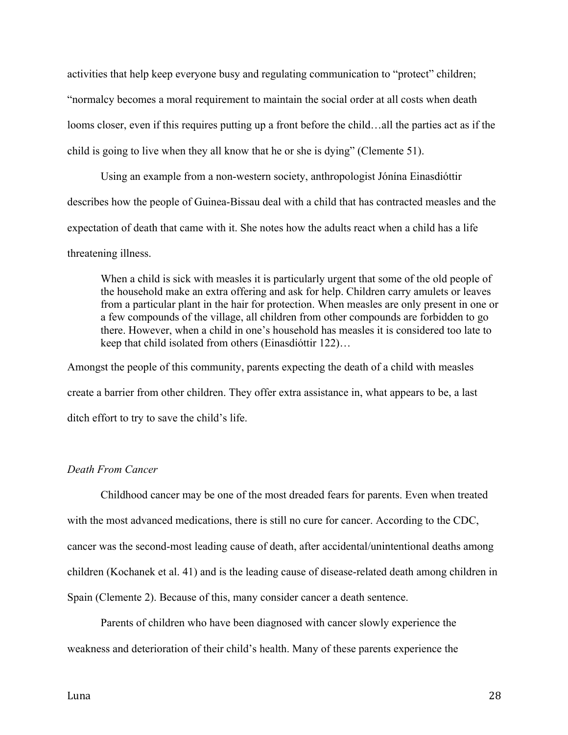activities that help keep everyone busy and regulating communication to "protect" children; "normalcy becomes a moral requirement to maintain the social order at all costs when death looms closer, even if this requires putting up a front before the child…all the parties act as if the child is going to live when they all know that he or she is dying" (Clemente 51).

Using an example from a non-western society, anthropologist Jónína Einasdióttir describes how the people of Guinea-Bissau deal with a child that has contracted measles and the expectation of death that came with it. She notes how the adults react when a child has a life threatening illness.

> When a child is sick with measles it is particularly urgent that some of the old people of the household make an extra offering and ask for help. Children carry amulets or leaves from a particular plant in the hair for protection. When measles are only present in one or a few compounds of the village, all children from other compounds are forbidden to go there. However, when a child in one's household has measles it is considered too late to keep that child isolated from others (Einasdióttir 122)…

Amongst the people of this community, parents expecting the death of a child with measles create a barrier from other children. They offer extra assistance in, what appears to be, a last ditch effort to try to save the child's life.

*Death From Cancer*

Childhood cancer may be one of the most dreaded fears for parents. Even when treated with the most advanced medications, there is still no cure for cancer. According to the CDC, cancer was the second-most leading cause of death, after accidental/unintentional deaths among children (Kochanek et al. 41) and is the leading cause of disease-related death among children in Spain (Clemente 2). Because of this, many consider cancer a death sentence.

Parents of children who have been diagnosed with cancer slowly experience the weakness and deterioration of their child's health. Many of these parents experience the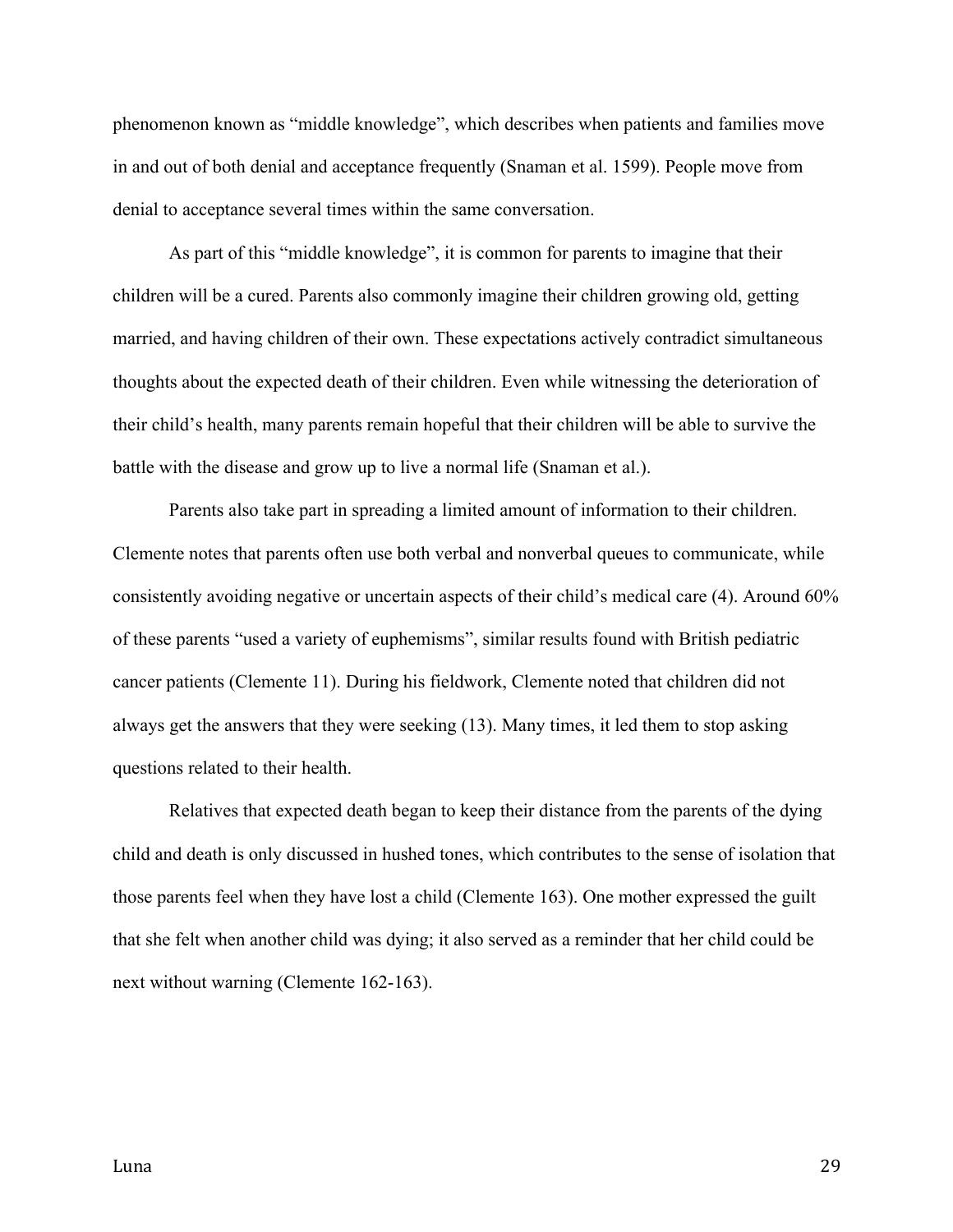phenomenon known as "middle knowledge", which describes when patients and families move in and out of both denial and acceptance frequently (Snaman et al. 1599). People move from denial to acceptance several times within the same conversation.

As part of this "middle knowledge", it is common for parents to imagine that their children will be a cured. Parents also commonly imagine their children growing old, getting married, and having children of their own. These expectations actively contradict simultaneous thoughts about the expected death of their children. Even while witnessing the deterioration of their child's health, many parents remain hopeful that their children will be able to survive the battle with the disease and grow up to live a normal life (Snaman et al.).

Parents also take part in spreading a limited amount of information to their children. Clemente notes that parents often use both verbal and nonverbal queues to communicate, while consistently avoiding negative or uncertain aspects of their child's medical care (4). Around 60% of these parents "used a variety of euphemisms", similar results found with British pediatric cancer patients (Clemente 11). During his fieldwork, Clemente noted that children did not always get the answers that they were seeking (13). Many times, it led them to stop asking questions related to their health.

Relatives that expected death began to keep their distance from the parents of the dying child and death is only discussed in hushed tones, which contributes to the sense of isolation that those parents feel when they have lost a child (Clemente 163). One mother expressed the guilt that she felt when another child was dying; it also served as a reminder that her child could be next without warning (Clemente 162-163).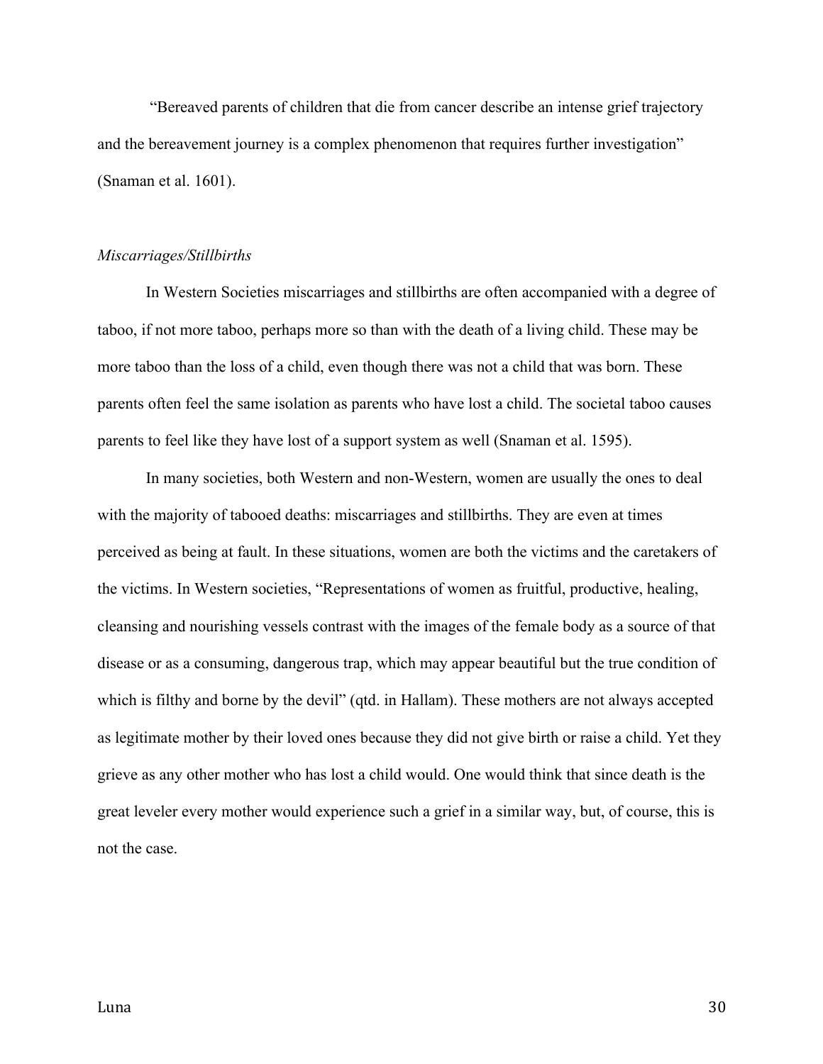"Bereaved parents of children that die from cancer describe an intense grief trajectory and the bereavement journey is a complex phenomenon that requires further investigation" (Snaman et al. 1601).

*Miscarriages/Stillbirths*

In Western Societies miscarriages and stillbirths are often accompanied with a degree of taboo, if not more taboo, perhaps more so than with the death of a living child. These may be more taboo than the loss of a child, even though there was not a child that was born. These parents often feel the same isolation as parents who have lost a child. The societal taboo causes parents to feel like they have lost of a support system as well (Snaman et al. 1595).

In many societies, both Western and non-Western, women are usually the ones to deal with the majority of tabooed deaths: miscarriages and stillbirths. They are even at times perceived as being at fault. In these situations, women are both the victims and the caretakers of the victims. In Western societies, "Representations of women as fruitful, productive, healing, cleansing and nourishing vessels contrast with the images of the female body as a source of that disease or as a consuming, dangerous trap, which may appear beautiful but the true condition of which is filthy and borne by the devil" (qtd. in Hallam). These mothers are not always accepted as legitimate mother by their loved ones because they did not give birth or raise a child. Yet they grieve as any other mother who has lost a child would. One would think that since death is the great leveler every mother would experience such a grief in a similar way, but, of course, this is not the case.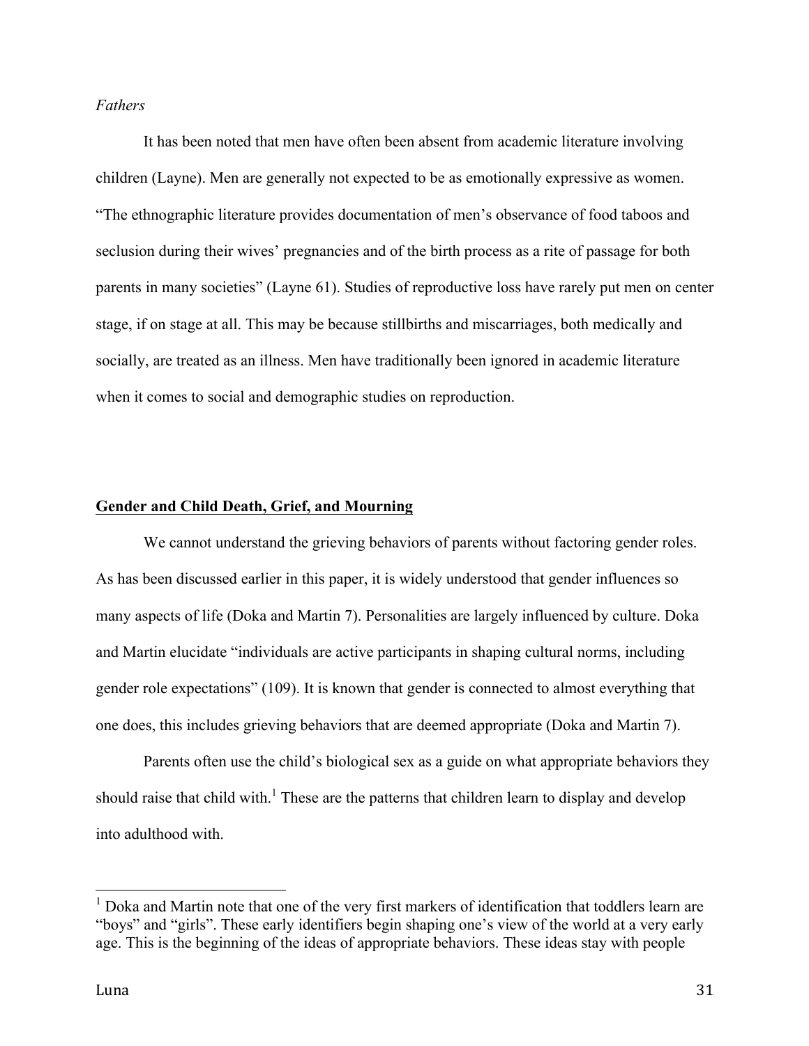*Fathers*

It has been noted that men have often been absent from academic literature involving children (Layne). Men are generally not expected to be as emotionally expressive as women. "The ethnographic literature provides documentation of men's observance of food taboos and seclusion during their wives' pregnancies and of the birth process as a rite of passage for both parents in many societies" (Layne 61). Studies of reproductive loss have rarely put men on center stage, if on stage at all. This may be because stillbirths and miscarriages, both medically and socially, are treated as an illness. Men have traditionally been ignored in academic literature when it comes to social and demographic studies on reproduction.

## <u>Gender and Child Death, Grief, and Mourning</u>

We cannot understand the grieving behaviors of parents without factoring gender roles. As has been discussed earlier in this paper, it is widely understood that gender influences so many aspects of life (Doka and Martin 7). Personalities are largely influenced by culture. Doka and Martin elucidate "individuals are active participants in shaping cultural norms, including gender role expectations" (109). It is known that gender is connected to almost everything that one does, this includes grieving behaviors that are deemed appropriate (Doka and Martin 7).

Parents often use the child's biological sex as a guide on what appropriate behaviors they should raise that child with.[1] These are the patterns that children learn to display and develop into adulthood with.

[1] Doka and Martin note that one of the very first markers of identification that toddlers learn are "boys" and "girls". These early identifiers begin shaping one's view of the world at a very early age. This is the beginning of the ideas of appropriate behaviors. These ideas stay with people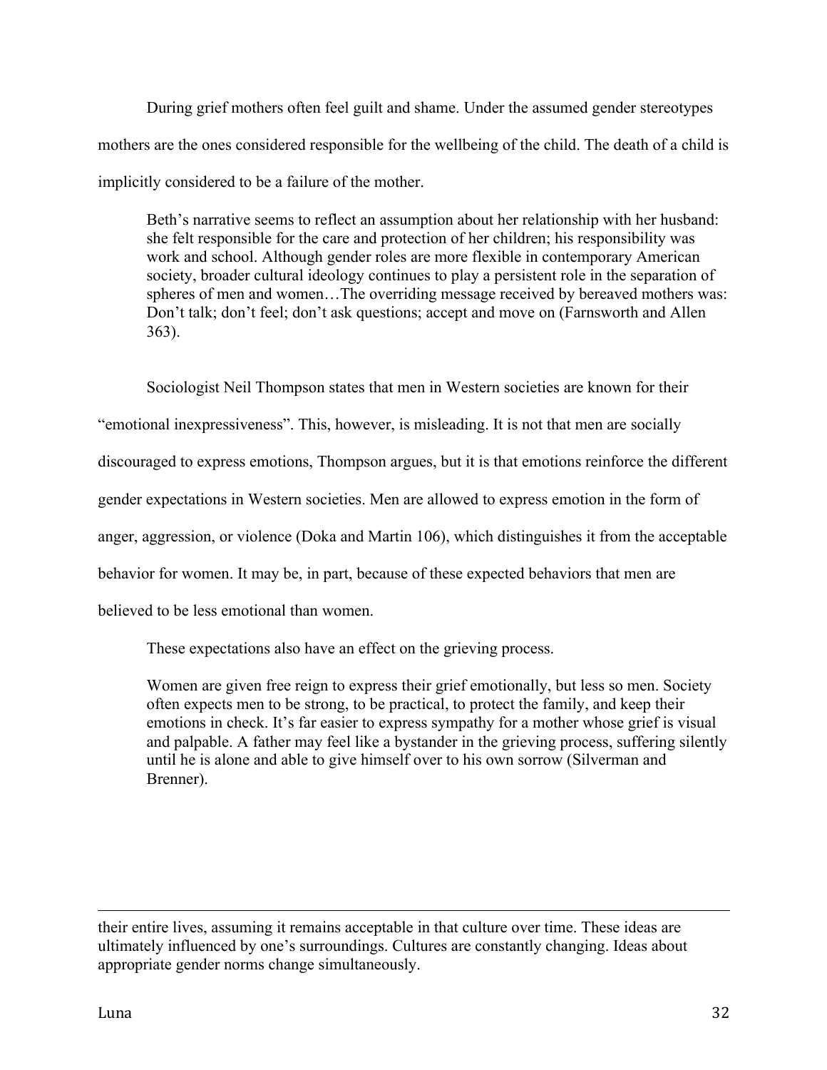During grief mothers often feel guilt and shame. Under the assumed gender stereotypes mothers are the ones considered responsible for the wellbeing of the child. The death of a child is implicitly considered to be a failure of the mother.

> Beth's narrative seems to reflect an assumption about her relationship with her husband: she felt responsible for the care and protection of her children; his responsibility was work and school. Although gender roles are more flexible in contemporary American society, broader cultural ideology continues to play a persistent role in the separation of spheres of men and women…The overriding message received by bereaved mothers was: Don't talk; don't feel; don't ask questions; accept and move on (Farnsworth and Allen 363).

Sociologist Neil Thompson states that men in Western societies are known for their "emotional inexpressiveness". This, however, is misleading. It is not that men are socially discouraged to express emotions, Thompson argues, but it is that emotions reinforce the different gender expectations in Western societies. Men are allowed to express emotion in the form of anger, aggression, or violence (Doka and Martin 106), which distinguishes it from the acceptable behavior for women. It may be, in part, because of these expected behaviors that men are believed to be less emotional than women.

These expectations also have an effect on the grieving process.

> Women are given free reign to express their grief emotionally, but less so men. Society often expects men to be strong, to be practical, to protect the family, and keep their emotions in check. It's far easier to express sympathy for a mother whose grief is visual and palpable. A father may feel like a bystander in the grieving process, suffering silently until he is alone and able to give himself over to his own sorrow (Silverman and Brenner).

---

their entire lives, assuming it remains acceptable in that culture over time. These ideas are ultimately influenced by one's surroundings. Cultures are constantly changing. Ideas about appropriate gender norms change simultaneously.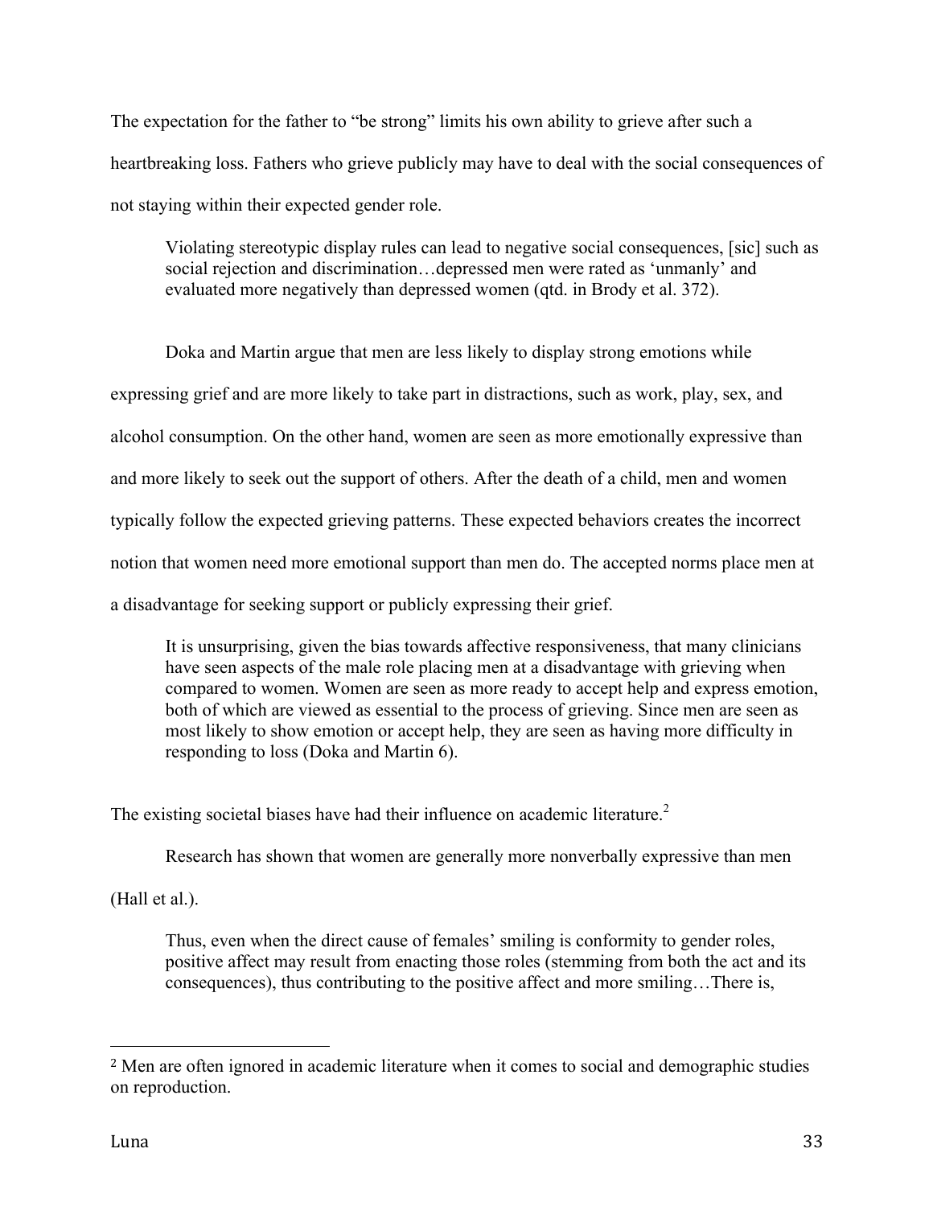The expectation for the father to "be strong" limits his own ability to grieve after such a heartbreaking loss. Fathers who grieve publicly may have to deal with the social consequences of not staying within their expected gender role.

> Violating stereotypic display rules can lead to negative social consequences, [sic] such as social rejection and discrimination…depressed men were rated as 'unmanly' and evaluated more negatively than depressed women (qtd. in Brody et al. 372).

Doka and Martin argue that men are less likely to display strong emotions while expressing grief and are more likely to take part in distractions, such as work, play, sex, and alcohol consumption. On the other hand, women are seen as more emotionally expressive than and more likely to seek out the support of others. After the death of a child, men and women typically follow the expected grieving patterns. These expected behaviors creates the incorrect notion that women need more emotional support than men do. The accepted norms place men at a disadvantage for seeking support or publicly expressing their grief.

> It is unsurprising, given the bias towards affective responsiveness, that many clinicians have seen aspects of the male role placing men at a disadvantage with grieving when compared to women. Women are seen as more ready to accept help and express emotion, both of which are viewed as essential to the process of grieving. Since men are seen as most likely to show emotion or accept help, they are seen as having more difficulty in responding to loss (Doka and Martin 6).

The existing societal biases have had their influence on academic literature.[2]

Research has shown that women are generally more nonverbally expressive than men (Hall et al.).

> Thus, even when the direct cause of females' smiling is conformity to gender roles, positive affect may result from enacting those roles (stemming from both the act and its consequences), thus contributing to the positive affect and more smiling…There is,

---

[2] Men are often ignored in academic literature when it comes to social and demographic studies on reproduction.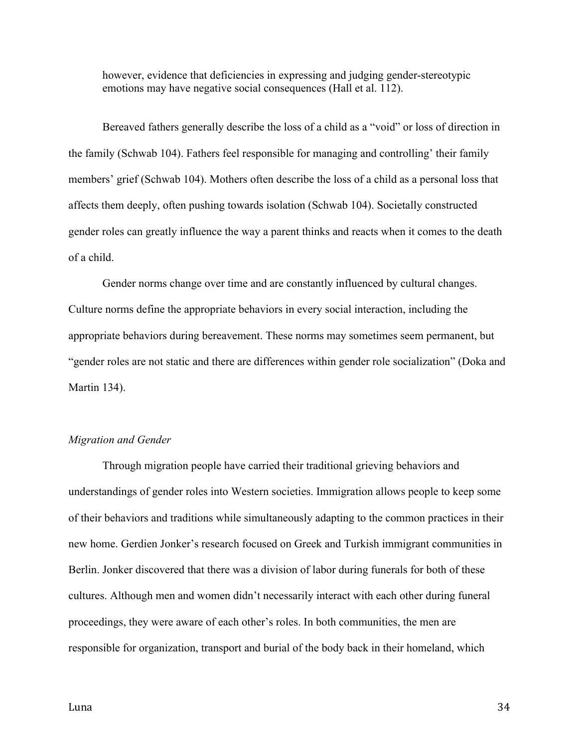however, evidence that deficiencies in expressing and judging gender-stereotypic emotions may have negative social consequences (Hall et al. 112).

Bereaved fathers generally describe the loss of a child as a "void" or loss of direction in the family (Schwab 104). Fathers feel responsible for managing and controlling' their family members' grief (Schwab 104). Mothers often describe the loss of a child as a personal loss that affects them deeply, often pushing towards isolation (Schwab 104). Societally constructed gender roles can greatly influence the way a parent thinks and reacts when it comes to the death of a child.

Gender norms change over time and are constantly influenced by cultural changes. Culture norms define the appropriate behaviors in every social interaction, including the appropriate behaviors during bereavement. These norms may sometimes seem permanent, but "gender roles are not static and there are differences within gender role socialization" (Doka and Martin 134).

*Migration and Gender*

Through migration people have carried their traditional grieving behaviors and understandings of gender roles into Western societies. Immigration allows people to keep some of their behaviors and traditions while simultaneously adapting to the common practices in their new home. Gerdien Jonker's research focused on Greek and Turkish immigrant communities in Berlin. Jonker discovered that there was a division of labor during funerals for both of these cultures. Although men and women didn't necessarily interact with each other during funeral proceedings, they were aware of each other's roles. In both communities, the men are responsible for organization, transport and burial of the body back in their homeland, which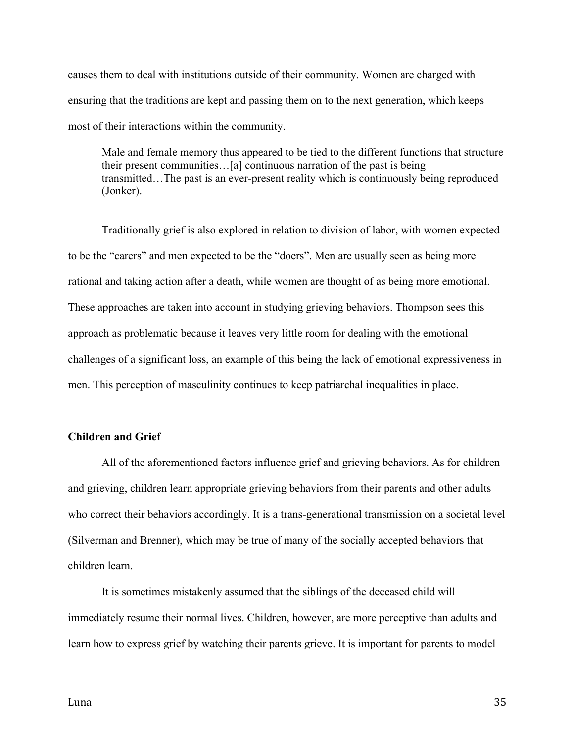causes them to deal with institutions outside of their community. Women are charged with ensuring that the traditions are kept and passing them on to the next generation, which keeps most of their interactions within the community.

> Male and female memory thus appeared to be tied to the different functions that structure their present communities…[a] continuous narration of the past is being transmitted…The past is an ever-present reality which is continuously being reproduced (Jonker).

Traditionally grief is also explored in relation to division of labor, with women expected to be the "carers" and men expected to be the "doers". Men are usually seen as being more rational and taking action after a death, while women are thought of as being more emotional. These approaches are taken into account in studying grieving behaviors. Thompson sees this approach as problematic because it leaves very little room for dealing with the emotional challenges of a significant loss, an example of this being the lack of emotional expressiveness in men. This perception of masculinity continues to keep patriarchal inequalities in place.

**Children and Grief**

All of the aforementioned factors influence grief and grieving behaviors. As for children and grieving, children learn appropriate grieving behaviors from their parents and other adults who correct their behaviors accordingly. It is a trans-generational transmission on a societal level (Silverman and Brenner), which may be true of many of the socially accepted behaviors that children learn.

It is sometimes mistakenly assumed that the siblings of the deceased child will immediately resume their normal lives. Children, however, are more perceptive than adults and learn how to express grief by watching their parents grieve. It is important for parents to model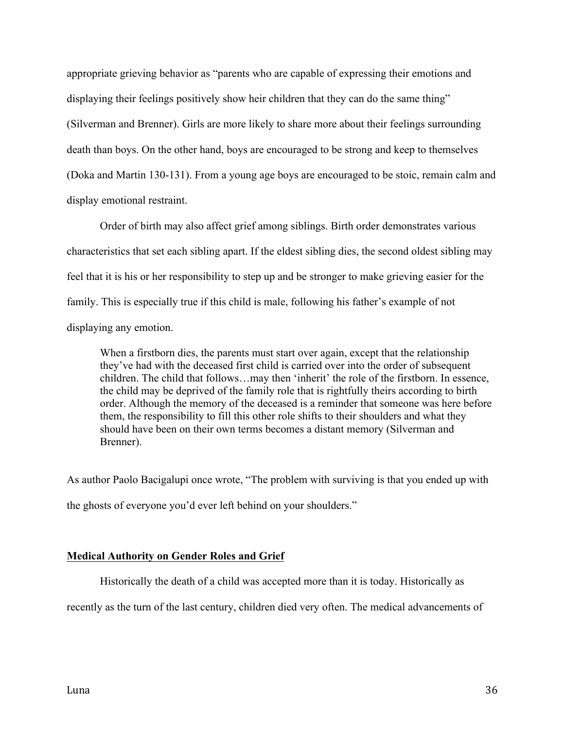appropriate grieving behavior as "parents who are capable of expressing their emotions and displaying their feelings positively show heir children that they can do the same thing" (Silverman and Brenner). Girls are more likely to share more about their feelings surrounding death than boys. On the other hand, boys are encouraged to be strong and keep to themselves (Doka and Martin 130-131). From a young age boys are encouraged to be stoic, remain calm and display emotional restraint.

Order of birth may also affect grief among siblings. Birth order demonstrates various characteristics that set each sibling apart. If the eldest sibling dies, the second oldest sibling may feel that it is his or her responsibility to step up and be stronger to make grieving easier for the family. This is especially true if this child is male, following his father's example of not displaying any emotion.

> When a firstborn dies, the parents must start over again, except that the relationship they've had with the deceased first child is carried over into the order of subsequent children. The child that follows…may then 'inherit' the role of the firstborn. In essence, the child may be deprived of the family role that is rightfully theirs according to birth order. Although the memory of the deceased is a reminder that someone was here before them, the responsibility to fill this other role shifts to their shoulders and what they should have been on their own terms becomes a distant memory (Silverman and Brenner).

As author Paolo Bacigalupi once wrote, "The problem with surviving is that you ended up with the ghosts of everyone you'd ever left behind on your shoulders."

**Medical Authority on Gender Roles and Grief**

Historically the death of a child was accepted more than it is today. Historically as recently as the turn of the last century, children died very often. The medical advancements of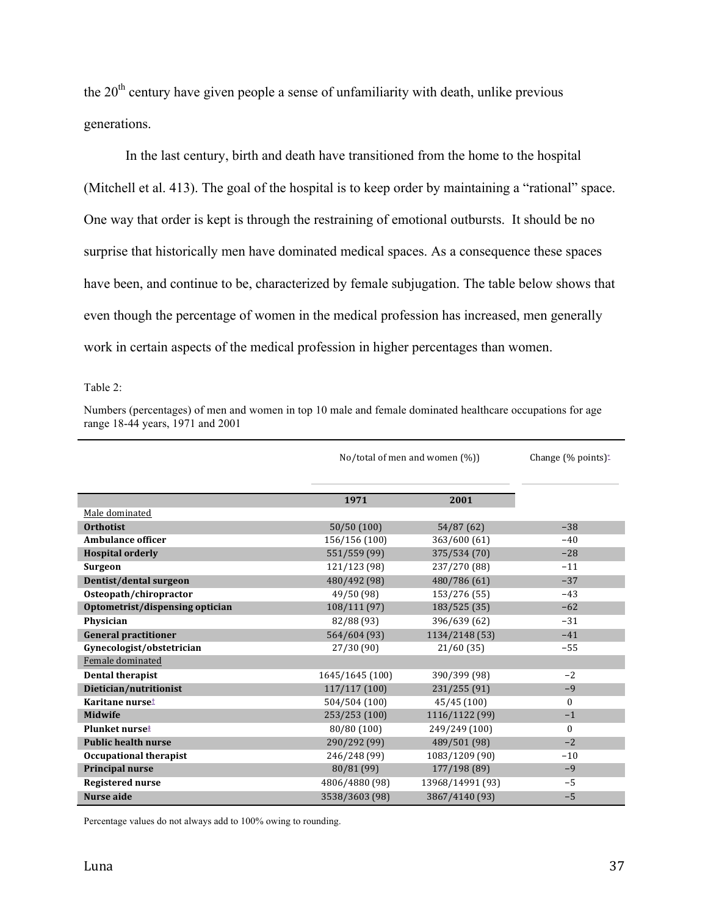the 20th century have given people a sense of unfamiliarity with death, unlike previous generations.

In the last century, birth and death have transitioned from the home to the hospital (Mitchell et al. 413). The goal of the hospital is to keep order by maintaining a "rational" space. One way that order is kept is through the restraining of emotional outbursts. It should be no surprise that historically men have dominated medical spaces. As a consequence these spaces have been, and continue to be, characterized by female subjugation. The table below shows that even though the percentage of women in the medical profession has increased, men generally work in certain aspects of the medical profession in higher percentages than women.

Table 2:

Numbers (percentages) of men and women in top 10 male and female dominated healthcare occupations for age range 18-44 years, 1971 and 2001

| | No/total of men and women (%)) | | Change (% points)* |
|---|---|---|---|
| | **1971** | **2001** | |
| Male dominated | | | |
| **Orthotist** | 50/50 (100) | 54/87 (62) | −38 |
| **Ambulance officer** | 156/156 (100) | 363/600 (61) | −40 |
| **Hospital orderly** | 551/559 (99) | 375/534 (70) | −28 |
| **Surgeon** | 121/123 (98) | 237/270 (88) | −11 |
| **Dentist/dental surgeon** | 480/492 (98) | 480/786 (61) | −37 |
| **Osteopath/chiropractor** | 49/50 (98) | 153/276 (55) | −43 |
| **Optometrist/dispensing optician** | 108/111 (97) | 183/525 (35) | −62 |
| **Physician** | 82/88 (93) | 396/639 (62) | −31 |
| **General practitioner** | 564/604 (93) | 1134/2148 (53) | −41 |
| **Gynecologist/obstetrician** | 27/30 (90) | 21/60 (35) | −55 |
| Female dominated | | | |
| **Dental therapist** | 1645/1645 (100) | 390/399 (98) | −2 |
| **Dietician/nutritionist** | 117/117 (100) | 231/255 (91) | −9 |
| **Karitane nurse†** | 504/504 (100) | 45/45 (100) | 0 |
| **Midwife** | 253/253 (100) | 1116/1122 (99) | −1 |
| **Plunket nurse‡** | 80/80 (100) | 249/249 (100) | 0 |
| **Public health nurse** | 290/292 (99) | 489/501 (98) | −2 |
| **Occupational therapist** | 246/248 (99) | 1083/1209 (90) | −10 |
| **Principal nurse** | 80/81 (99) | 177/198 (89) | −9 |
| **Registered nurse** | 4806/4880 (98) | 13968/14991 (93) | −5 |
| **Nurse aide** | 3538/3603 (98) | 3867/4140 (93) | −5 |

Percentage values do not always add to 100% owing to rounding.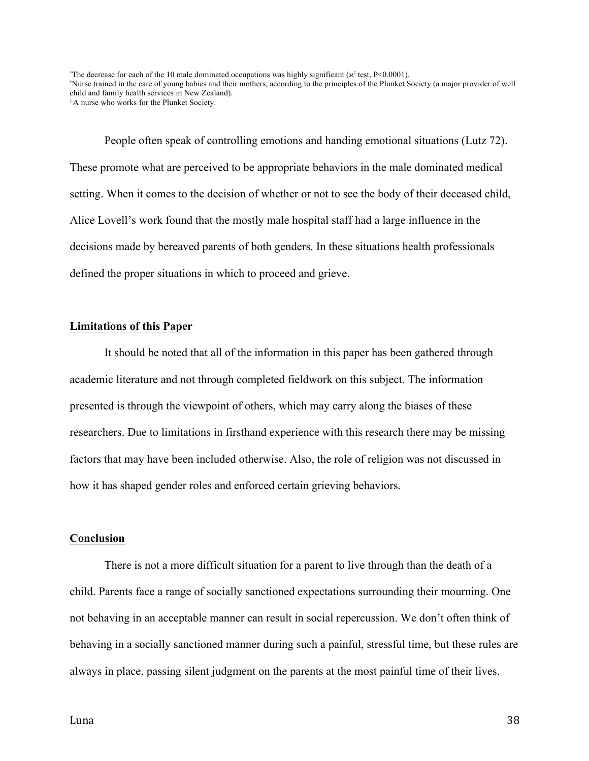*The decrease for each of the 10 male dominated occupations was highly significant ($\chi^2$ test, P<0.0001).
†Nurse trained in the care of young babies and their mothers, according to the principles of the Plunket Society (a major provider of well child and family health services in New Zealand).
‡ A nurse who works for the Plunket Society.

People often speak of controlling emotions and handing emotional situations (Lutz 72). These promote what are perceived to be appropriate behaviors in the male dominated medical setting. When it comes to the decision of whether or not to see the body of their deceased child, Alice Lovell's work found that the mostly male hospital staff had a large influence in the decisions made by bereaved parents of both genders. In these situations health professionals defined the proper situations in which to proceed and grieve.

## Limitations of this Paper

It should be noted that all of the information in this paper has been gathered through academic literature and not through completed fieldwork on this subject. The information presented is through the viewpoint of others, which may carry along the biases of these researchers. Due to limitations in firsthand experience with this research there may be missing factors that may have been included otherwise. Also, the role of religion was not discussed in how it has shaped gender roles and enforced certain grieving behaviors.

## Conclusion

There is not a more difficult situation for a parent to live through than the death of a child. Parents face a range of socially sanctioned expectations surrounding their mourning. One not behaving in an acceptable manner can result in social repercussion. We don't often think of behaving in a socially sanctioned manner during such a painful, stressful time, but these rules are always in place, passing silent judgment on the parents at the most painful time of their lives.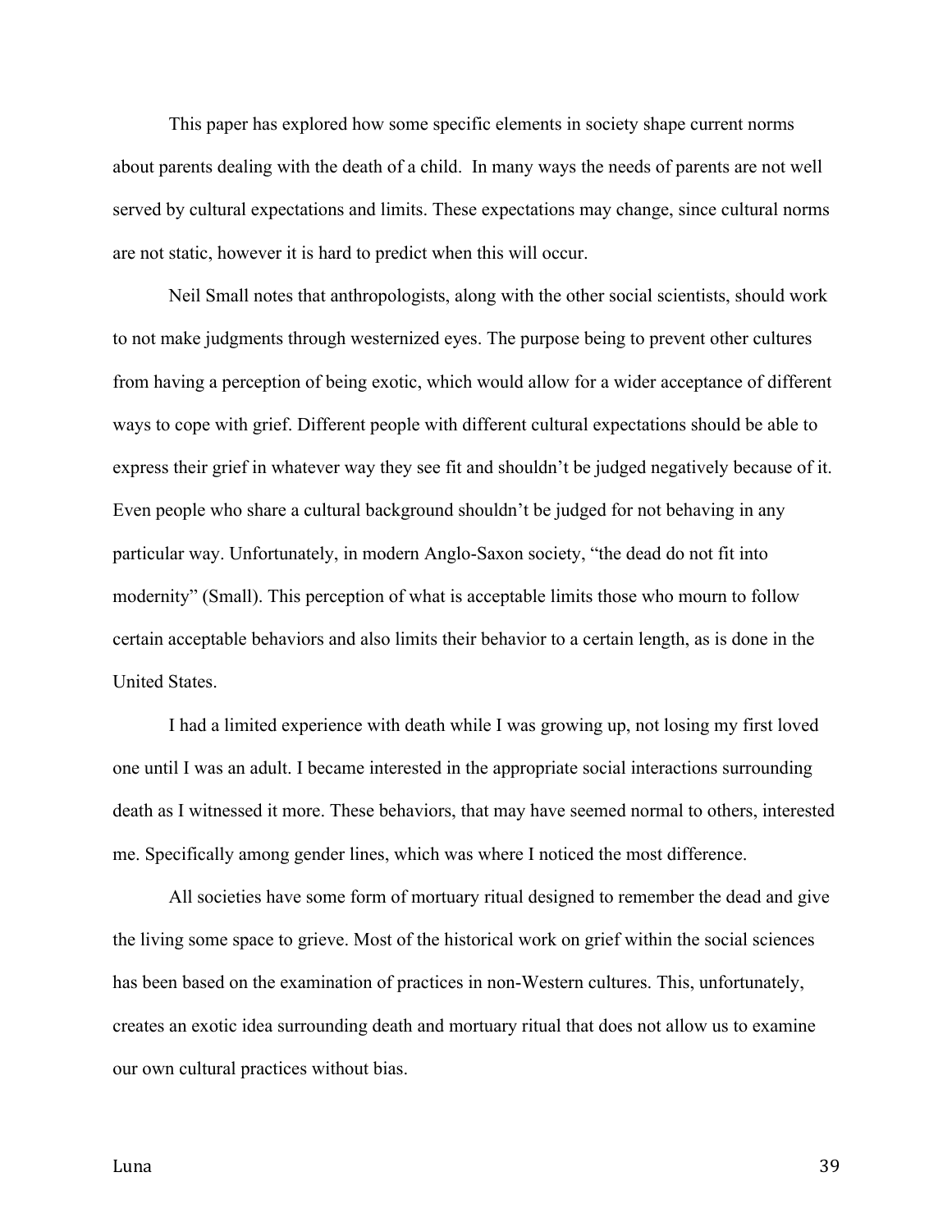This paper has explored how some specific elements in society shape current norms about parents dealing with the death of a child. In many ways the needs of parents are not well served by cultural expectations and limits. These expectations may change, since cultural norms are not static, however it is hard to predict when this will occur.

Neil Small notes that anthropologists, along with the other social scientists, should work to not make judgments through westernized eyes. The purpose being to prevent other cultures from having a perception of being exotic, which would allow for a wider acceptance of different ways to cope with grief. Different people with different cultural expectations should be able to express their grief in whatever way they see fit and shouldn't be judged negatively because of it. Even people who share a cultural background shouldn't be judged for not behaving in any particular way. Unfortunately, in modern Anglo-Saxon society, "the dead do not fit into modernity" (Small). This perception of what is acceptable limits those who mourn to follow certain acceptable behaviors and also limits their behavior to a certain length, as is done in the United States.

I had a limited experience with death while I was growing up, not losing my first loved one until I was an adult. I became interested in the appropriate social interactions surrounding death as I witnessed it more. These behaviors, that may have seemed normal to others, interested me. Specifically among gender lines, which was where I noticed the most difference.

All societies have some form of mortuary ritual designed to remember the dead and give the living some space to grieve. Most of the historical work on grief within the social sciences has been based on the examination of practices in non-Western cultures. This, unfortunately, creates an exotic idea surrounding death and mortuary ritual that does not allow us to examine our own cultural practices without bias.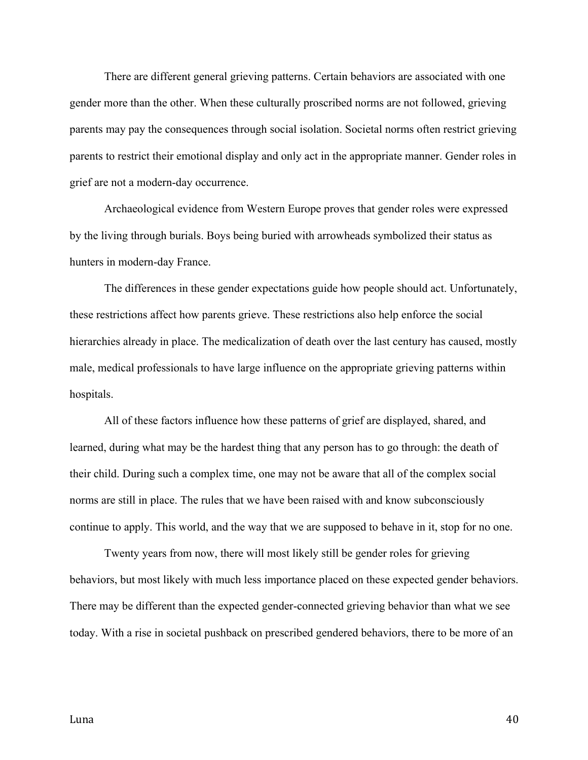There are different general grieving patterns. Certain behaviors are associated with one gender more than the other. When these culturally proscribed norms are not followed, grieving parents may pay the consequences through social isolation. Societal norms often restrict grieving parents to restrict their emotional display and only act in the appropriate manner. Gender roles in grief are not a modern-day occurrence.

Archaeological evidence from Western Europe proves that gender roles were expressed by the living through burials. Boys being buried with arrowheads symbolized their status as hunters in modern-day France.

The differences in these gender expectations guide how people should act. Unfortunately, these restrictions affect how parents grieve. These restrictions also help enforce the social hierarchies already in place. The medicalization of death over the last century has caused, mostly male, medical professionals to have large influence on the appropriate grieving patterns within hospitals.

All of these factors influence how these patterns of grief are displayed, shared, and learned, during what may be the hardest thing that any person has to go through: the death of their child. During such a complex time, one may not be aware that all of the complex social norms are still in place. The rules that we have been raised with and know subconsciously continue to apply. This world, and the way that we are supposed to behave in it, stop for no one.

Twenty years from now, there will most likely still be gender roles for grieving behaviors, but most likely with much less importance placed on these expected gender behaviors. There may be different than the expected gender-connected grieving behavior than what we see today. With a rise in societal pushback on prescribed gendered behaviors, there to be more of an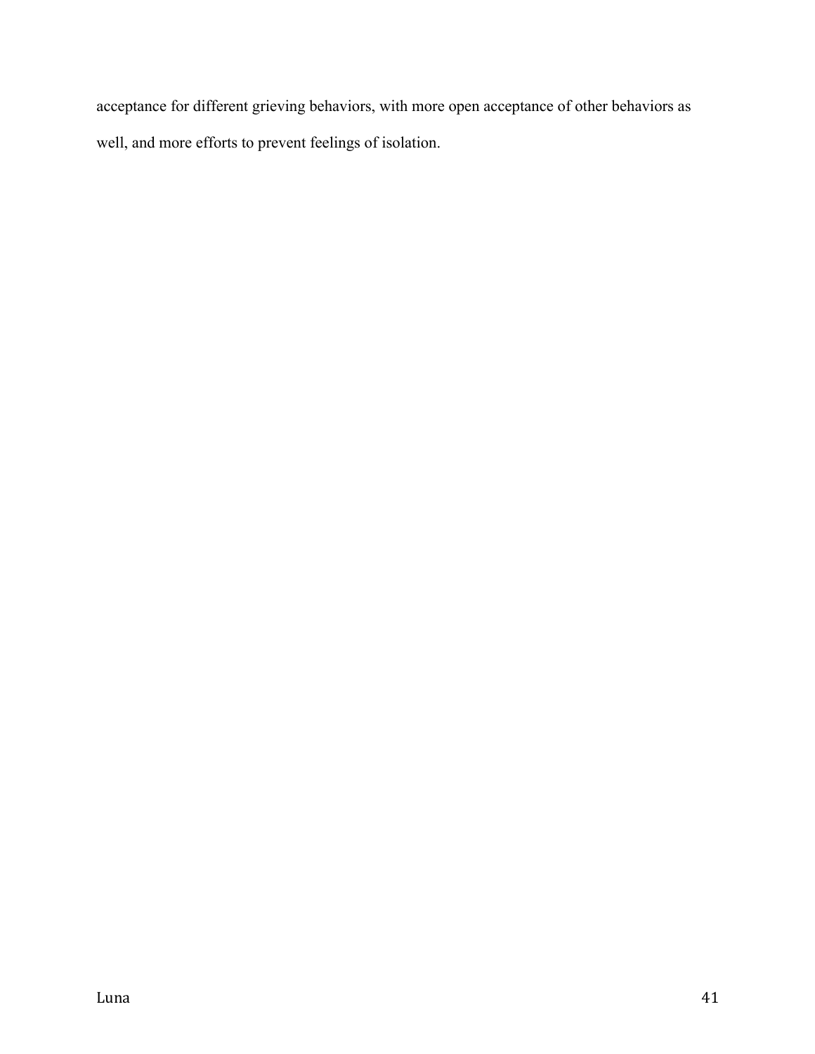acceptance for different grieving behaviors, with more open acceptance of other behaviors as well, and more efforts to prevent feelings of isolation.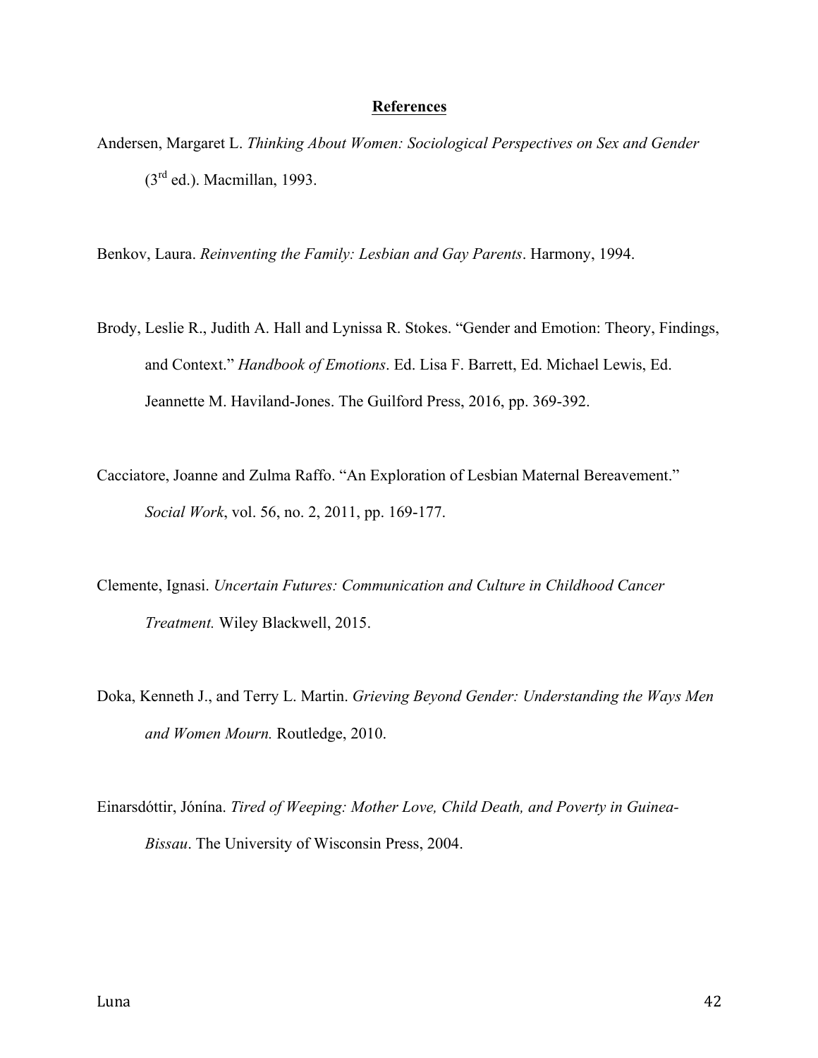## References

Andersen, Margaret L. *Thinking About Women: Sociological Perspectives on Sex and Gender* (3rd ed.). Macmillan, 1993.

Benkov, Laura. *Reinventing the Family: Lesbian and Gay Parents*. Harmony, 1994.

Brody, Leslie R., Judith A. Hall and Lynissa R. Stokes. "Gender and Emotion: Theory, Findings, and Context." *Handbook of Emotions*. Ed. Lisa F. Barrett, Ed. Michael Lewis, Ed. Jeannette M. Haviland-Jones. The Guilford Press, 2016, pp. 369-392.

Cacciatore, Joanne and Zulma Raffo. "An Exploration of Lesbian Maternal Bereavement." *Social Work*, vol. 56, no. 2, 2011, pp. 169-177.

Clemente, Ignasi. *Uncertain Futures: Communication and Culture in Childhood Cancer Treatment.* Wiley Blackwell, 2015.

Doka, Kenneth J., and Terry L. Martin. *Grieving Beyond Gender: Understanding the Ways Men and Women Mourn.* Routledge, 2010.

Einarsdóttir, Jónína. *Tired of Weeping: Mother Love, Child Death, and Poverty in Guinea-Bissau*. The University of Wisconsin Press, 2004.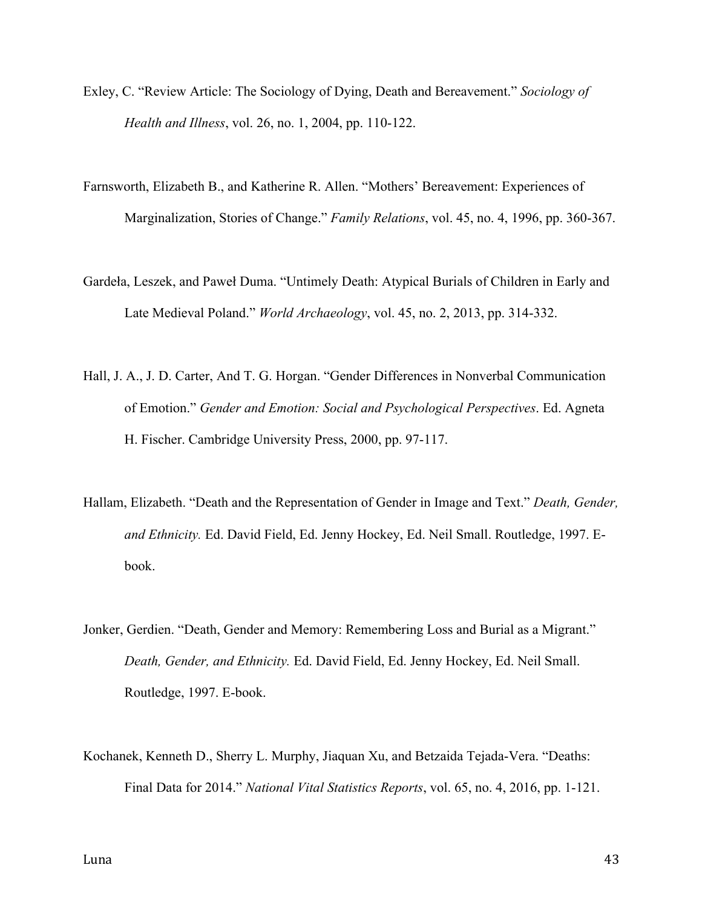Exley, C. "Review Article: The Sociology of Dying, Death and Bereavement." *Sociology of Health and Illness*, vol. 26, no. 1, 2004, pp. 110-122.

Farnsworth, Elizabeth B., and Katherine R. Allen. "Mothers' Bereavement: Experiences of Marginalization, Stories of Change." *Family Relations*, vol. 45, no. 4, 1996, pp. 360-367.

Gardeła, Leszek, and Paweł Duma. "Untimely Death: Atypical Burials of Children in Early and Late Medieval Poland." *World Archaeology*, vol. 45, no. 2, 2013, pp. 314-332.

Hall, J. A., J. D. Carter, And T. G. Horgan. "Gender Differences in Nonverbal Communication of Emotion." *Gender and Emotion: Social and Psychological Perspectives*. Ed. Agneta H. Fischer. Cambridge University Press, 2000, pp. 97-117.

Hallam, Elizabeth. "Death and the Representation of Gender in Image and Text." *Death, Gender, and Ethnicity.* Ed. David Field, Ed. Jenny Hockey, Ed. Neil Small. Routledge, 1997. E-book.

Jonker, Gerdien. "Death, Gender and Memory: Remembering Loss and Burial as a Migrant." *Death, Gender, and Ethnicity.* Ed. David Field, Ed. Jenny Hockey, Ed. Neil Small. Routledge, 1997. E-book.

Kochanek, Kenneth D., Sherry L. Murphy, Jiaquan Xu, and Betzaida Tejada-Vera. "Deaths: Final Data for 2014." *National Vital Statistics Reports*, vol. 65, no. 4, 2016, pp. 1-121.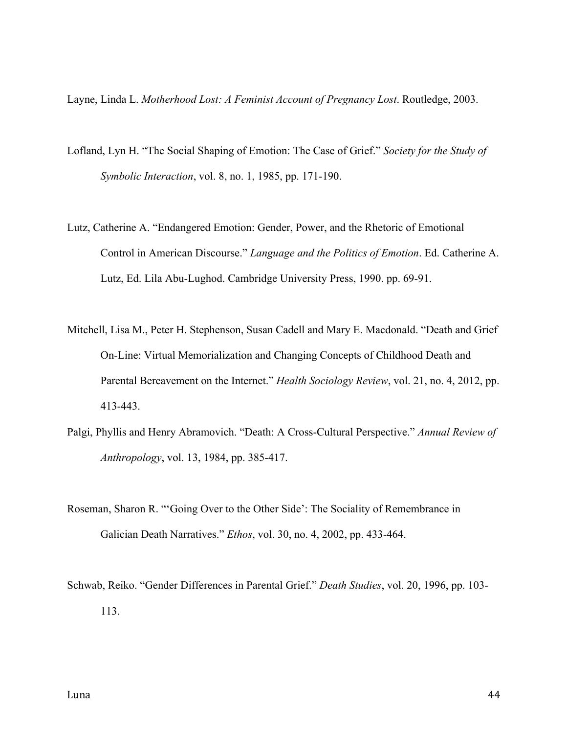Layne, Linda L. *Motherhood Lost: A Feminist Account of Pregnancy Lost*. Routledge, 2003.

Lofland, Lyn H. "The Social Shaping of Emotion: The Case of Grief." *Society for the Study of Symbolic Interaction*, vol. 8, no. 1, 1985, pp. 171-190.

Lutz, Catherine A. "Endangered Emotion: Gender, Power, and the Rhetoric of Emotional Control in American Discourse." *Language and the Politics of Emotion*. Ed. Catherine A. Lutz, Ed. Lila Abu-Lughod. Cambridge University Press, 1990. pp. 69-91.

Mitchell, Lisa M., Peter H. Stephenson, Susan Cadell and Mary E. Macdonald. "Death and Grief On-Line: Virtual Memorialization and Changing Concepts of Childhood Death and Parental Bereavement on the Internet." *Health Sociology Review*, vol. 21, no. 4, 2012, pp. 413-443.

Palgi, Phyllis and Henry Abramovich. "Death: A Cross-Cultural Perspective." *Annual Review of Anthropology*, vol. 13, 1984, pp. 385-417.

Roseman, Sharon R. "'Going Over to the Other Side': The Sociality of Remembrance in Galician Death Narratives." *Ethos*, vol. 30, no. 4, 2002, pp. 433-464.

Schwab, Reiko. "Gender Differences in Parental Grief." *Death Studies*, vol. 20, 1996, pp. 103-113.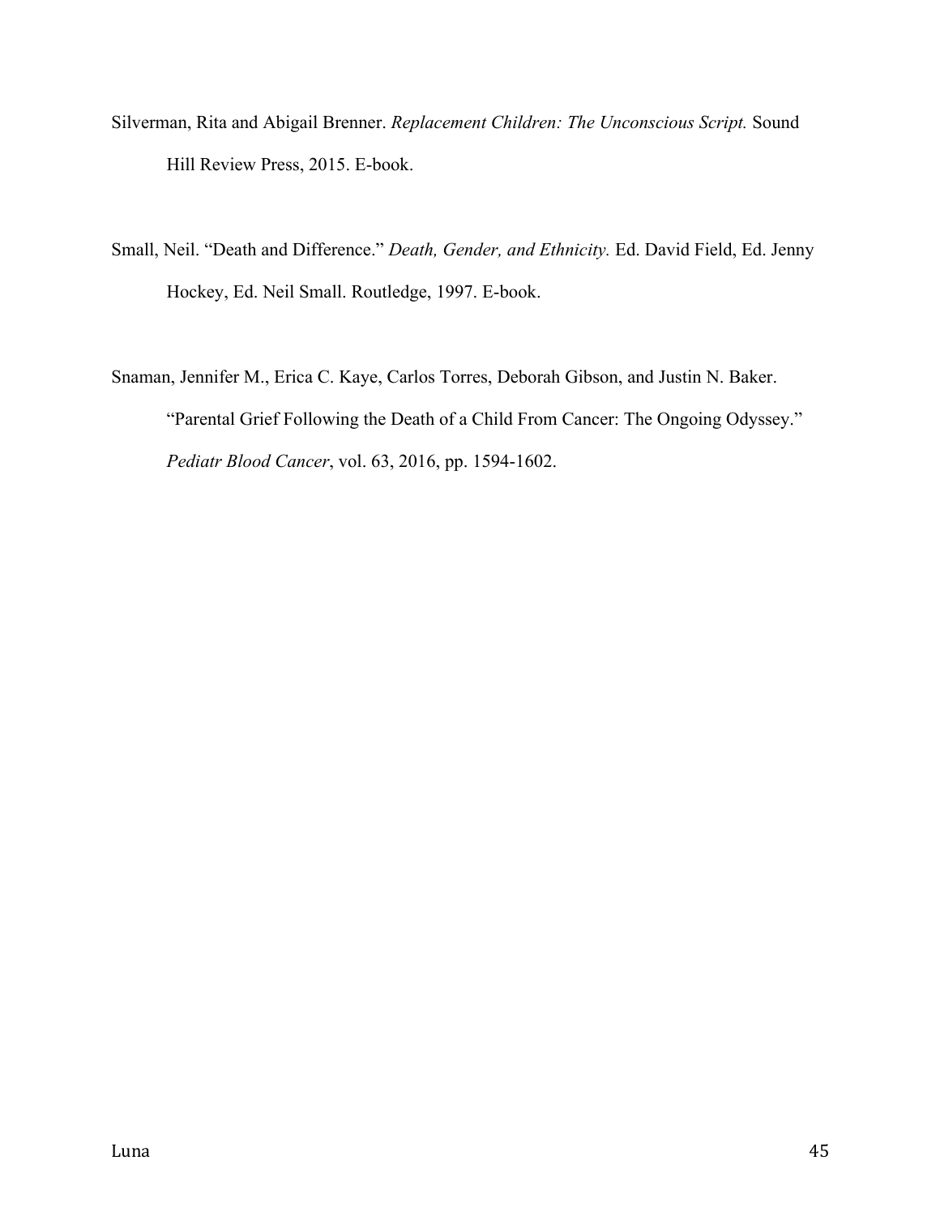Silverman, Rita and Abigail Brenner. *Replacement Children: The Unconscious Script.* Sound Hill Review Press, 2015. E-book.

Small, Neil. "Death and Difference." *Death, Gender, and Ethnicity.* Ed. David Field, Ed. Jenny Hockey, Ed. Neil Small. Routledge, 1997. E-book.

Snaman, Jennifer M., Erica C. Kaye, Carlos Torres, Deborah Gibson, and Justin N. Baker. "Parental Grief Following the Death of a Child From Cancer: The Ongoing Odyssey." *Pediatr Blood Cancer*, vol. 63, 2016, pp. 1594-1602.